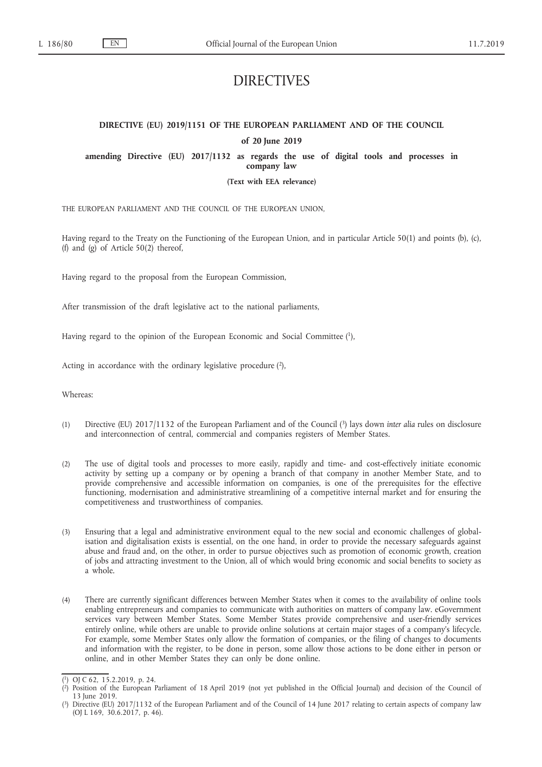# DIRECTIVES

## DIRECTIVE (EU) 2019/1151 OF THE EUROPEAN PARLIAMENT AND OF THE COUNCIL

### of 20 June 2019

### amending Directive (EU) 2017/1132 as regards the use of digital tools and processes in company law

**(Text with EEA relevance)**

THE EUROPEAN PARLIAMENT AND THE COUNCIL OF THE EUROPEAN UNION,

Having regard to the Treaty on the Functioning of the European Union, and in particular Article 50(1) and points (b), (c), (f) and (g) of Article 50(2) thereof,

Having regard to the proposal from the European Commission,

After transmission of the draft legislative act to the national parliaments,

Having regard to the opinion of the European Economic and Social Committee [1],

Acting in accordance with the ordinary legislative procedure [2],

Whereas:

(1) Directive (EU) 2017/1132 of the European Parliament and of the Council [3] lays down *inter alia* rules on disclosure and interconnection of central, commercial and companies registers of Member States.

(2) The use of digital tools and processes to more easily, rapidly and time- and cost-effectively initiate economic activity by setting up a company or by opening a branch of that company in another Member State, and to provide comprehensive and accessible information on companies, is one of the prerequisites for the effective functioning, modernisation and administrative streamlining of a competitive internal market and for ensuring the competitiveness and trustworthiness of companies.

(3) Ensuring that a legal and administrative environment equal to the new social and economic challenges of globalisation and digitalisation exists is essential, on the one hand, in order to provide the necessary safeguards against abuse and fraud and, on the other, in order to pursue objectives such as promotion of economic growth, creation of jobs and attracting investment to the Union, all of which would bring economic and social benefits to society as a whole.

(4) There are currently significant differences between Member States when it comes to the availability of online tools enabling entrepreneurs and companies to communicate with authorities on matters of company law. eGovernment services vary between Member States. Some Member States provide comprehensive and user-friendly services entirely online, while others are unable to provide online solutions at certain major stages of a company's lifecycle. For example, some Member States only allow the formation of companies, or the filing of changes to documents and information with the register, to be done in person, some allow those actions to be done either in person or online, and in other Member States they can only be done online.

---

[1] OJ C 62, 15.2.2019, p. 24.

[2] Position of the European Parliament of 18 April 2019 (not yet published in the Official Journal) and decision of the Council of 13 June 2019.

[3] Directive (EU) 2017/1132 of the European Parliament and of the Council of 14 June 2017 relating to certain aspects of company law (OJ L 169, 30.6.2017, p. 46).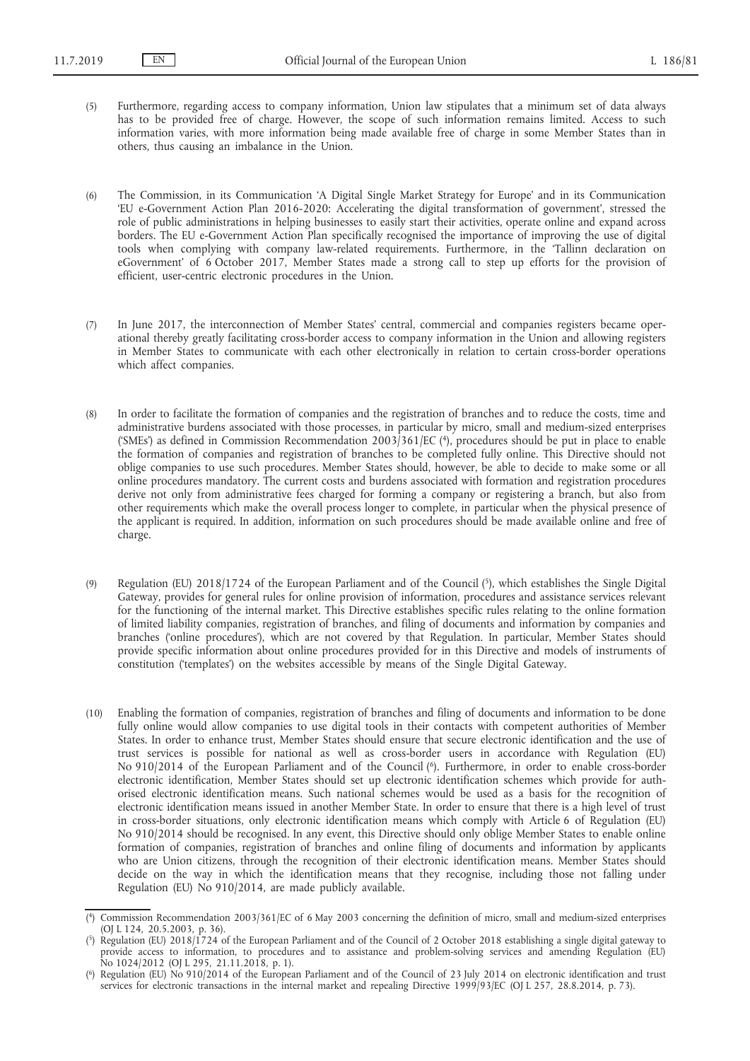(5) Furthermore, regarding access to company information, Union law stipulates that a minimum set of data always has to be provided free of charge. However, the scope of such information remains limited. Access to such information varies, with more information being made available free of charge in some Member States than in others, thus causing an imbalance in the Union.

(6) The Commission, in its Communication 'A Digital Single Market Strategy for Europe' and in its Communication 'EU e-Government Action Plan 2016-2020: Accelerating the digital transformation of government', stressed the role of public administrations in helping businesses to easily start their activities, operate online and expand across borders. The EU e-Government Action Plan specifically recognised the importance of improving the use of digital tools when complying with company law-related requirements. Furthermore, in the 'Tallinn declaration on eGovernment' of 6 October 2017, Member States made a strong call to step up efforts for the provision of efficient, user-centric electronic procedures in the Union.

(7) In June 2017, the interconnection of Member States' central, commercial and companies registers became operational thereby greatly facilitating cross-border access to company information in the Union and allowing registers in Member States to communicate with each other electronically in relation to certain cross-border operations which affect companies.

(8) In order to facilitate the formation of companies and the registration of branches and to reduce the costs, time and administrative burdens associated with those processes, in particular by micro, small and medium-sized enterprises ('SMEs') as defined in Commission Recommendation 2003/361/EC [4], procedures should be put in place to enable the formation of companies and registration of branches to be completed fully online. This Directive should not oblige companies to use such procedures. Member States should, however, be able to decide to make some or all online procedures mandatory. The current costs and burdens associated with formation and registration procedures derive not only from administrative fees charged for forming a company or registering a branch, but also from other requirements which make the overall process longer to complete, in particular when the physical presence of the applicant is required. In addition, information on such procedures should be made available online and free of charge.

(9) Regulation (EU) 2018/1724 of the European Parliament and of the Council [5], which establishes the Single Digital Gateway, provides for general rules for online provision of information, procedures and assistance services relevant for the functioning of the internal market. This Directive establishes specific rules relating to the online formation of limited liability companies, registration of branches, and filing of documents and information by companies and branches ('online procedures'), which are not covered by that Regulation. In particular, Member States should provide specific information about online procedures provided for in this Directive and models of instruments of constitution ('templates') on the websites accessible by means of the Single Digital Gateway.

(10) Enabling the formation of companies, registration of branches and filing of documents and information to be done fully online would allow companies to use digital tools in their contacts with competent authorities of Member States. In order to enhance trust, Member States should ensure that secure electronic identification and the use of trust services is possible for national as well as cross-border users in accordance with Regulation (EU) No 910/2014 of the European Parliament and of the Council [6]. Furthermore, in order to enable cross-border electronic identification, Member States should set up electronic identification schemes which provide for authorised electronic identification means. Such national schemes would be used as a basis for the recognition of electronic identification means issued in another Member State. In order to ensure that there is a high level of trust in cross-border situations, only electronic identification means which comply with Article 6 of Regulation (EU) No 910/2014 should be recognised. In any event, this Directive should only oblige Member States to enable online formation of companies, registration of branches and online filing of documents and information by applicants who are Union citizens, through the recognition of their electronic identification means. Member States should decide on the way in which the identification means that they recognise, including those not falling under Regulation (EU) No 910/2014, are made publicly available.

---

[4] Commission Recommendation 2003/361/EC of 6 May 2003 concerning the definition of micro, small and medium-sized enterprises (OJ L 124, 20.5.2003, p. 36).

[5] Regulation (EU) 2018/1724 of the European Parliament and of the Council of 2 October 2018 establishing a single digital gateway to provide access to information, to procedures and to assistance and problem-solving services and amending Regulation (EU) No 1024/2012 (OJ L 295, 21.11.2018, p. 1).

[6] Regulation (EU) No 910/2014 of the European Parliament and of the Council of 23 July 2014 on electronic identification and trust services for electronic transactions in the internal market and repealing Directive 1999/93/EC (OJ L 257, 28.8.2014, p. 73).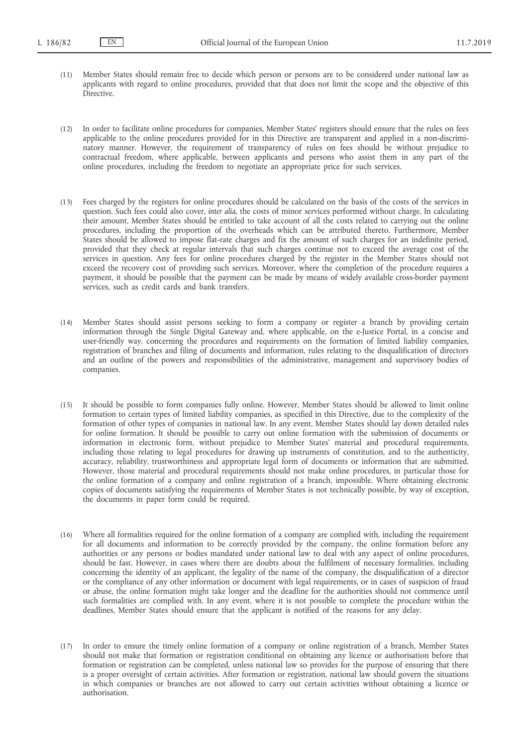(11) Member States should remain free to decide which person or persons are to be considered under national law as applicants with regard to online procedures, provided that that does not limit the scope and the objective of this Directive.

(12) In order to facilitate online procedures for companies, Member States' registers should ensure that the rules on fees applicable to the online procedures provided for in this Directive are transparent and applied in a non-discriminatory manner. However, the requirement of transparency of rules on fees should be without prejudice to contractual freedom, where applicable, between applicants and persons who assist them in any part of the online procedures, including the freedom to negotiate an appropriate price for such services.

(13) Fees charged by the registers for online procedures should be calculated on the basis of the costs of the services in question. Such fees could also cover, *inter alia*, the costs of minor services performed without charge. In calculating their amount, Member States should be entitled to take account of all the costs related to carrying out the online procedures, including the proportion of the overheads which can be attributed thereto. Furthermore, Member States should be allowed to impose flat-rate charges and fix the amount of such charges for an indefinite period, provided that they check at regular intervals that such charges continue not to exceed the average cost of the services in question. Any fees for online procedures charged by the register in the Member States should not exceed the recovery cost of providing such services. Moreover, where the completion of the procedure requires a payment, it should be possible that the payment can be made by means of widely available cross-border payment services, such as credit cards and bank transfers.

(14) Member States should assist persons seeking to form a company or register a branch by providing certain information through the Single Digital Gateway and, where applicable, on the e-Justice Portal, in a concise and user-friendly way, concerning the procedures and requirements on the formation of limited liability companies, registration of branches and filing of documents and information, rules relating to the disqualification of directors and an outline of the powers and responsibilities of the administrative, management and supervisory bodies of companies.

(15) It should be possible to form companies fully online. However, Member States should be allowed to limit online formation to certain types of limited liability companies, as specified in this Directive, due to the complexity of the formation of other types of companies in national law. In any event, Member States should lay down detailed rules for online formation. It should be possible to carry out online formation with the submission of documents or information in electronic form, without prejudice to Member States' material and procedural requirements, including those relating to legal procedures for drawing up instruments of constitution, and to the authenticity, accuracy, reliability, trustworthiness and appropriate legal form of documents or information that are submitted. However, those material and procedural requirements should not make online procedures, in particular those for the online formation of a company and online registration of a branch, impossible. Where obtaining electronic copies of documents satisfying the requirements of Member States is not technically possible, by way of exception, the documents in paper form could be required.

(16) Where all formalities required for the online formation of a company are complied with, including the requirement for all documents and information to be correctly provided by the company, the online formation before any authorities or any persons or bodies mandated under national law to deal with any aspect of online procedures, should be fast. However, in cases where there are doubts about the fulfilment of necessary formalities, including concerning the identity of an applicant, the legality of the name of the company, the disqualification of a director or the compliance of any other information or document with legal requirements, or in cases of suspicion of fraud or abuse, the online formation might take longer and the deadline for the authorities should not commence until such formalities are complied with. In any event, where it is not possible to complete the procedure within the deadlines, Member States should ensure that the applicant is notified of the reasons for any delay.

(17) In order to ensure the timely online formation of a company or online registration of a branch, Member States should not make that formation or registration conditional on obtaining any licence or authorisation before that formation or registration can be completed, unless national law so provides for the purpose of ensuring that there is a proper oversight of certain activities. After formation or registration, national law should govern the situations in which companies or branches are not allowed to carry out certain activities without obtaining a licence or authorisation.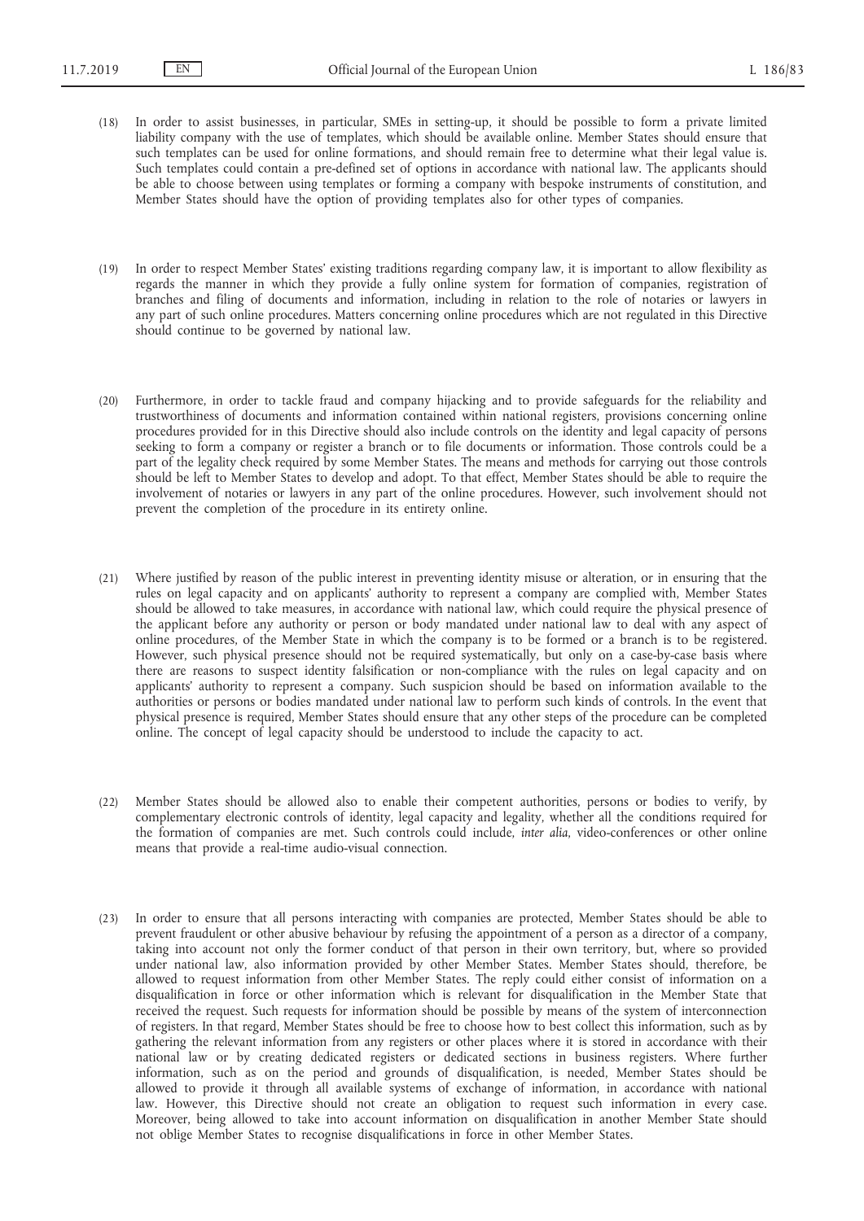(18) In order to assist businesses, in particular, SMEs in setting-up, it should be possible to form a private limited liability company with the use of templates, which should be available online. Member States should ensure that such templates can be used for online formations, and should remain free to determine what their legal value is. Such templates could contain a pre-defined set of options in accordance with national law. The applicants should be able to choose between using templates or forming a company with bespoke instruments of constitution, and Member States should have the option of providing templates also for other types of companies.

(19) In order to respect Member States' existing traditions regarding company law, it is important to allow flexibility as regards the manner in which they provide a fully online system for formation of companies, registration of branches and filing of documents and information, including in relation to the role of notaries or lawyers in any part of such online procedures. Matters concerning online procedures which are not regulated in this Directive should continue to be governed by national law.

(20) Furthermore, in order to tackle fraud and company hijacking and to provide safeguards for the reliability and trustworthiness of documents and information contained within national registers, provisions concerning online procedures provided for in this Directive should also include controls on the identity and legal capacity of persons seeking to form a company or register a branch or to file documents or information. Those controls could be a part of the legality check required by some Member States. The means and methods for carrying out those controls should be left to Member States to develop and adopt. To that effect, Member States should be able to require the involvement of notaries or lawyers in any part of the online procedures. However, such involvement should not prevent the completion of the procedure in its entirety online.

(21) Where justified by reason of the public interest in preventing identity misuse or alteration, or in ensuring that the rules on legal capacity and on applicants' authority to represent a company are complied with, Member States should be allowed to take measures, in accordance with national law, which could require the physical presence of the applicant before any authority or person or body mandated under national law to deal with any aspect of online procedures, of the Member State in which the company is to be formed or a branch is to be registered. However, such physical presence should not be required systematically, but only on a case-by-case basis where there are reasons to suspect identity falsification or non-compliance with the rules on legal capacity and on applicants' authority to represent a company. Such suspicion should be based on information available to the authorities or persons or bodies mandated under national law to perform such kinds of controls. In the event that physical presence is required, Member States should ensure that any other steps of the procedure can be completed online. The concept of legal capacity should be understood to include the capacity to act.

(22) Member States should be allowed also to enable their competent authorities, persons or bodies to verify, by complementary electronic controls of identity, legal capacity and legality, whether all the conditions required for the formation of companies are met. Such controls could include, *inter alia*, video-conferences or other online means that provide a real-time audio-visual connection.

(23) In order to ensure that all persons interacting with companies are protected, Member States should be able to prevent fraudulent or other abusive behaviour by refusing the appointment of a person as a director of a company, taking into account not only the former conduct of that person in their own territory, but, where so provided under national law, also information provided by other Member States. Member States should, therefore, be allowed to request information from other Member States. The reply could either consist of information on a disqualification in force or other information which is relevant for disqualification in the Member State that received the request. Such requests for information should be possible by means of the system of interconnection of registers. In that regard, Member States should be free to choose how to best collect this information, such as by gathering the relevant information from any registers or other places where it is stored in accordance with their national law or by creating dedicated registers or dedicated sections in business registers. Where further information, such as on the period and grounds of disqualification, is needed, Member States should be allowed to provide it through all available systems of exchange of information, in accordance with national law. However, this Directive should not create an obligation to request such information in every case. Moreover, being allowed to take into account information on disqualification in another Member State should not oblige Member States to recognise disqualifications in force in other Member States.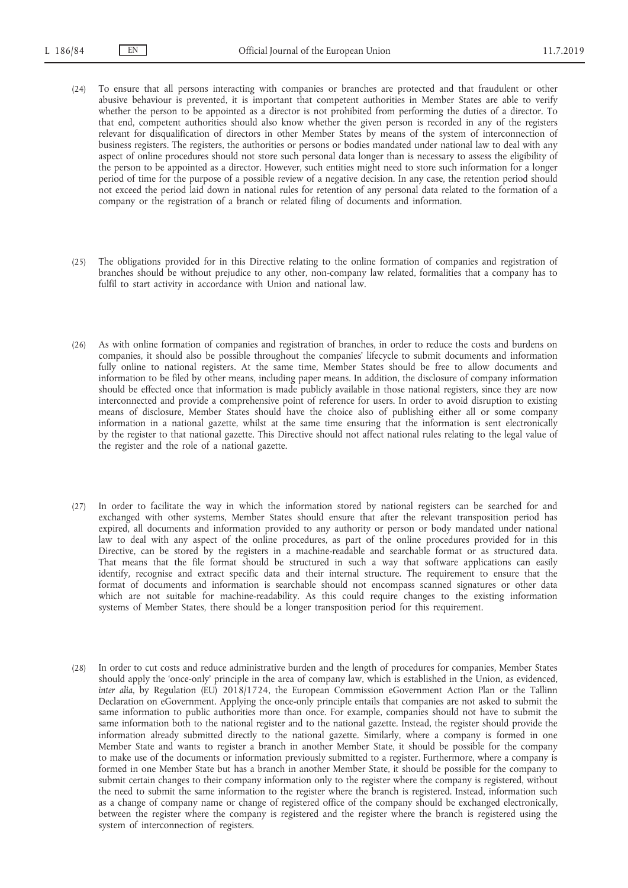(24) To ensure that all persons interacting with companies or branches are protected and that fraudulent or other abusive behaviour is prevented, it is important that competent authorities in Member States are able to verify whether the person to be appointed as a director is not prohibited from performing the duties of a director. To that end, competent authorities should also know whether the given person is recorded in any of the registers relevant for disqualification of directors in other Member States by means of the system of interconnection of business registers. The registers, the authorities or persons or bodies mandated under national law to deal with any aspect of online procedures should not store such personal data longer than is necessary to assess the eligibility of the person to be appointed as a director. However, such entities might need to store such information for a longer period of time for the purpose of a possible review of a negative decision. In any case, the retention period should not exceed the period laid down in national rules for retention of any personal data related to the formation of a company or the registration of a branch or related filing of documents and information.

(25) The obligations provided for in this Directive relating to the online formation of companies and registration of branches should be without prejudice to any other, non-company law related, formalities that a company has to fulfil to start activity in accordance with Union and national law.

(26) As with online formation of companies and registration of branches, in order to reduce the costs and burdens on companies, it should also be possible throughout the companies' lifecycle to submit documents and information fully online to national registers. At the same time, Member States should be free to allow documents and information to be filed by other means, including paper means. In addition, the disclosure of company information should be effected once that information is made publicly available in those national registers, since they are now interconnected and provide a comprehensive point of reference for users. In order to avoid disruption to existing means of disclosure, Member States should have the choice also of publishing either all or some company information in a national gazette, whilst at the same time ensuring that the information is sent electronically by the register to that national gazette. This Directive should not affect national rules relating to the legal value of the register and the role of a national gazette.

(27) In order to facilitate the way in which the information stored by national registers can be searched for and exchanged with other systems, Member States should ensure that after the relevant transposition period has expired, all documents and information provided to any authority or person or body mandated under national law to deal with any aspect of the online procedures, as part of the online procedures provided for in this Directive, can be stored by the registers in a machine-readable and searchable format or as structured data. That means that the file format should be structured in such a way that software applications can easily identify, recognise and extract specific data and their internal structure. The requirement to ensure that the format of documents and information is searchable should not encompass scanned signatures or other data which are not suitable for machine-readability. As this could require changes to the existing information systems of Member States, there should be a longer transposition period for this requirement.

(28) In order to cut costs and reduce administrative burden and the length of procedures for companies, Member States should apply the 'once-only' principle in the area of company law, which is established in the Union, as evidenced, *inter alia*, by Regulation (EU) 2018/1724, the European Commission eGovernment Action Plan or the Tallinn Declaration on eGovernment. Applying the once-only principle entails that companies are not asked to submit the same information to public authorities more than once. For example, companies should not have to submit the same information both to the national register and to the national gazette. Instead, the register should provide the information already submitted directly to the national gazette. Similarly, where a company is formed in one Member State and wants to register a branch in another Member State, it should be possible for the company to make use of the documents or information previously submitted to a register. Furthermore, where a company is formed in one Member State but has a branch in another Member State, it should be possible for the company to submit certain changes to their company information only to the register where the company is registered, without the need to submit the same information to the register where the branch is registered. Instead, information such as a change of company name or change of registered office of the company should be exchanged electronically, between the register where the company is registered and the register where the branch is registered using the system of interconnection of registers.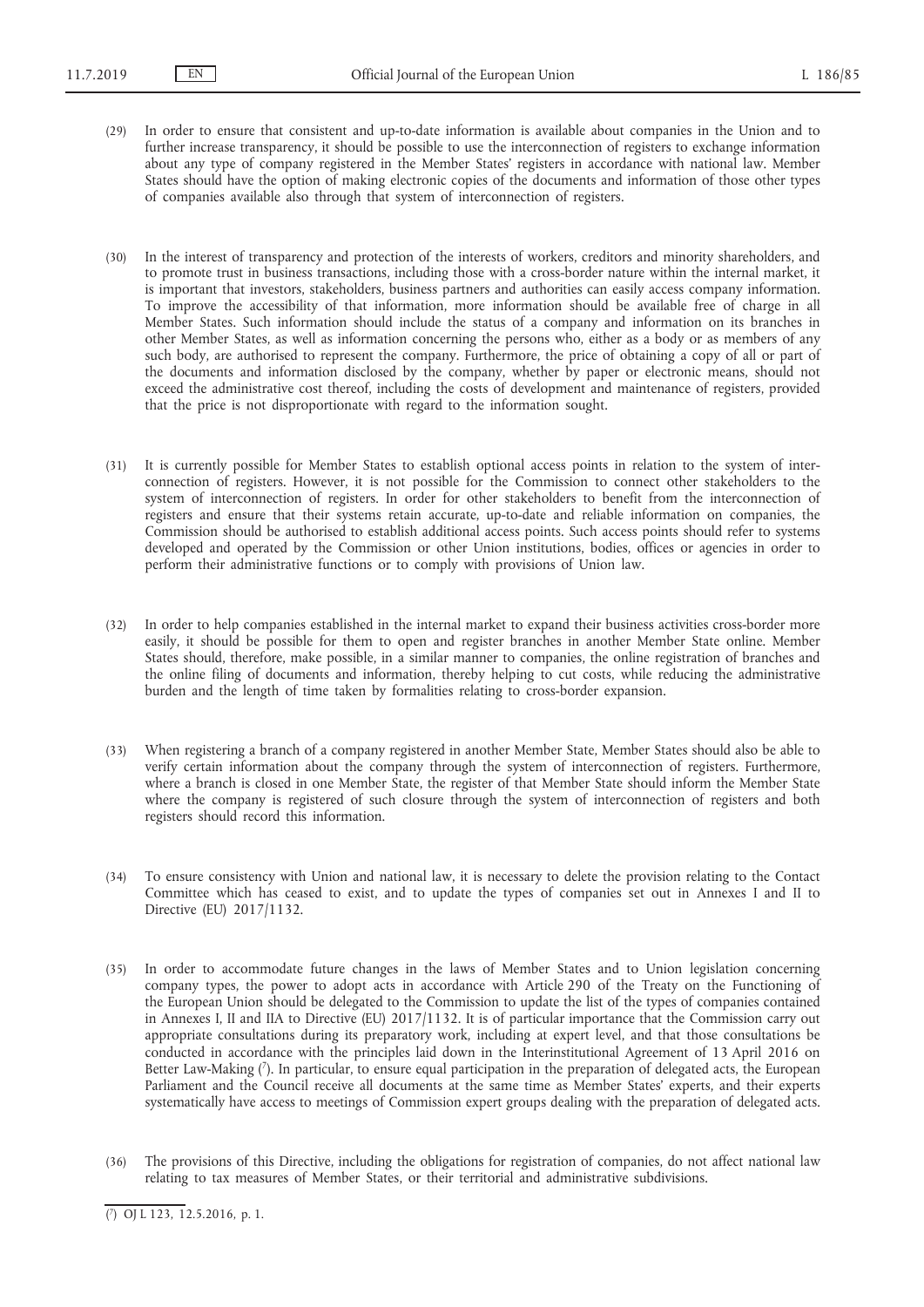(29) In order to ensure that consistent and up-to-date information is available about companies in the Union and to further increase transparency, it should be possible to use the interconnection of registers to exchange information about any type of company registered in the Member States' registers in accordance with national law. Member States should have the option of making electronic copies of the documents and information of those other types of companies available also through that system of interconnection of registers.

(30) In the interest of transparency and protection of the interests of workers, creditors and minority shareholders, and to promote trust in business transactions, including those with a cross-border nature within the internal market, it is important that investors, stakeholders, business partners and authorities can easily access company information. To improve the accessibility of that information, more information should be available free of charge in all Member States. Such information should include the status of a company and information on its branches in other Member States, as well as information concerning the persons who, either as a body or as members of any such body, are authorised to represent the company. Furthermore, the price of obtaining a copy of all or part of the documents and information disclosed by the company, whether by paper or electronic means, should not exceed the administrative cost thereof, including the costs of development and maintenance of registers, provided that the price is not disproportionate with regard to the information sought.

(31) It is currently possible for Member States to establish optional access points in relation to the system of interconnection of registers. However, it is not possible for the Commission to connect other stakeholders to the system of interconnection of registers. In order for other stakeholders to benefit from the interconnection of registers and ensure that their systems retain accurate, up-to-date and reliable information on companies, the Commission should be authorised to establish additional access points. Such access points should refer to systems developed and operated by the Commission or other Union institutions, bodies, offices or agencies in order to perform their administrative functions or to comply with provisions of Union law.

(32) In order to help companies established in the internal market to expand their business activities cross-border more easily, it should be possible for them to open and register branches in another Member State online. Member States should, therefore, make possible, in a similar manner to companies, the online registration of branches and the online filing of documents and information, thereby helping to cut costs, while reducing the administrative burden and the length of time taken by formalities relating to cross-border expansion.

(33) When registering a branch of a company registered in another Member State, Member States should also be able to verify certain information about the company through the system of interconnection of registers. Furthermore, where a branch is closed in one Member State, the register of that Member State should inform the Member State where the company is registered of such closure through the system of interconnection of registers and both registers should record this information.

(34) To ensure consistency with Union and national law, it is necessary to delete the provision relating to the Contact Committee which has ceased to exist, and to update the types of companies set out in Annexes I and II to Directive (EU) 2017/1132.

(35) In order to accommodate future changes in the laws of Member States and to Union legislation concerning company types, the power to adopt acts in accordance with Article 290 of the Treaty on the Functioning of the European Union should be delegated to the Commission to update the list of the types of companies contained in Annexes I, II and IIA to Directive (EU) 2017/1132. It is of particular importance that the Commission carry out appropriate consultations during its preparatory work, including at expert level, and that those consultations be conducted in accordance with the principles laid down in the Interinstitutional Agreement of 13 April 2016 on Better Law-Making ([7]). In particular, to ensure equal participation in the preparation of delegated acts, the European Parliament and the Council receive all documents at the same time as Member States' experts, and their experts systematically have access to meetings of Commission expert groups dealing with the preparation of delegated acts.

(36) The provisions of this Directive, including the obligations for registration of companies, do not affect national law relating to tax measures of Member States, or their territorial and administrative subdivisions.

---

([7]) OJ L 123, 12.5.2016, p. 1.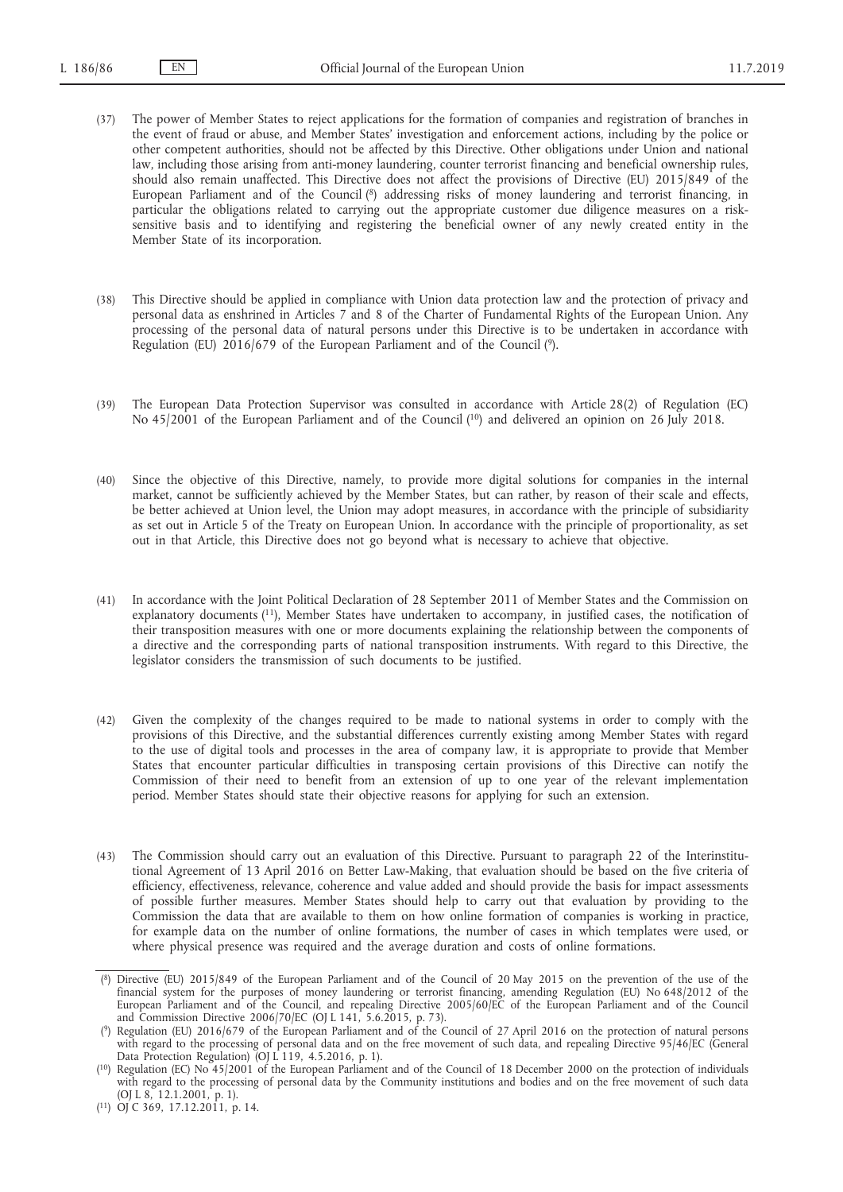(37) The power of Member States to reject applications for the formation of companies and registration of branches in the event of fraud or abuse, and Member States' investigation and enforcement actions, including by the police or other competent authorities, should not be affected by this Directive. Other obligations under Union and national law, including those arising from anti-money laundering, counter terrorist financing and beneficial ownership rules, should also remain unaffected. This Directive does not affect the provisions of Directive (EU) 2015/849 of the European Parliament and of the Council ([8]) addressing risks of money laundering and terrorist financing, in particular the obligations related to carrying out the appropriate customer due diligence measures on a risk-sensitive basis and to identifying and registering the beneficial owner of any newly created entity in the Member State of its incorporation.

(38) This Directive should be applied in compliance with Union data protection law and the protection of privacy and personal data as enshrined in Articles 7 and 8 of the Charter of Fundamental Rights of the European Union. Any processing of the personal data of natural persons under this Directive is to be undertaken in accordance with Regulation (EU) 2016/679 of the European Parliament and of the Council ([9]).

(39) The European Data Protection Supervisor was consulted in accordance with Article 28(2) of Regulation (EC) No 45/2001 of the European Parliament and of the Council ([10]) and delivered an opinion on 26 July 2018.

(40) Since the objective of this Directive, namely, to provide more digital solutions for companies in the internal market, cannot be sufficiently achieved by the Member States, but can rather, by reason of their scale and effects, be better achieved at Union level, the Union may adopt measures, in accordance with the principle of subsidiarity as set out in Article 5 of the Treaty on European Union. In accordance with the principle of proportionality, as set out in that Article, this Directive does not go beyond what is necessary to achieve that objective.

(41) In accordance with the Joint Political Declaration of 28 September 2011 of Member States and the Commission on explanatory documents ([11]), Member States have undertaken to accompany, in justified cases, the notification of their transposition measures with one or more documents explaining the relationship between the components of a directive and the corresponding parts of national transposition instruments. With regard to this Directive, the legislator considers the transmission of such documents to be justified.

(42) Given the complexity of the changes required to be made to national systems in order to comply with the provisions of this Directive, and the substantial differences currently existing among Member States with regard to the use of digital tools and processes in the area of company law, it is appropriate to provide that Member States that encounter particular difficulties in transposing certain provisions of this Directive can notify the Commission of their need to benefit from an extension of up to one year of the relevant implementation period. Member States should state their objective reasons for applying for such an extension.

(43) The Commission should carry out an evaluation of this Directive. Pursuant to paragraph 22 of the Interinstitutional Agreement of 13 April 2016 on Better Law-Making, that evaluation should be based on the five criteria of efficiency, effectiveness, relevance, coherence and value added and should provide the basis for impact assessments of possible further measures. Member States should help to carry out that evaluation by providing to the Commission the data that are available to them on how online formation of companies is working in practice, for example data on the number of online formations, the number of cases in which templates were used, or where physical presence was required and the average duration and costs of online formations.

---

([8]) Directive (EU) 2015/849 of the European Parliament and of the Council of 20 May 2015 on the prevention of the use of the financial system for the purposes of money laundering or terrorist financing, amending Regulation (EU) No 648/2012 of the European Parliament and of the Council, and repealing Directive 2005/60/EC of the European Parliament and of the Council and Commission Directive 2006/70/EC (OJ L 141, 5.6.2015, p. 73).

([9]) Regulation (EU) 2016/679 of the European Parliament and of the Council of 27 April 2016 on the protection of natural persons with regard to the processing of personal data and on the free movement of such data, and repealing Directive 95/46/EC (General Data Protection Regulation) (OJ L 119, 4.5.2016, p. 1).

([10]) Regulation (EC) No 45/2001 of the European Parliament and of the Council of 18 December 2000 on the protection of individuals with regard to the processing of personal data by the Community institutions and bodies and on the free movement of such data (OJ L 8, 12.1.2001, p. 1).

([11]) OJ C 369, 17.12.2011, p. 14.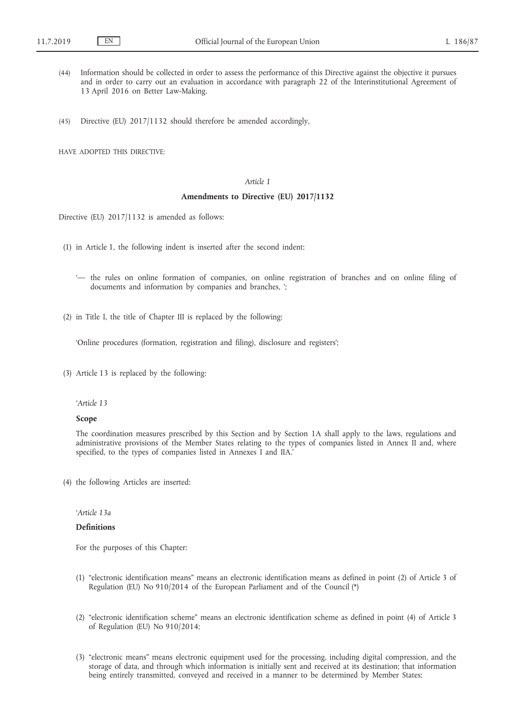(44) Information should be collected in order to assess the performance of this Directive against the objective it pursues and in order to carry out an evaluation in accordance with paragraph 22 of the Interinstitutional Agreement of 13 April 2016 on Better Law-Making.

(45) Directive (EU) 2017/1132 should therefore be amended accordingly,

HAVE ADOPTED THIS DIRECTIVE:

*Article 1*

**Amendments to Directive (EU) 2017/1132**

Directive (EU) 2017/1132 is amended as follows:

(1) in Article 1, the following indent is inserted after the second indent:

'— the rules on online formation of companies, on online registration of branches and on online filing of documents and information by companies and branches, ';

(2) in Title I, the title of Chapter III is replaced by the following:

'Online procedures (formation, registration and filing), disclosure and registers';

(3) Article 13 is replaced by the following:

'*Article 13*

**Scope**

The coordination measures prescribed by this Section and by Section 1A shall apply to the laws, regulations and administrative provisions of the Member States relating to the types of companies listed in Annex II and, where specified, to the types of companies listed in Annexes I and IIA.'

(4) the following Articles are inserted:

'*Article 13a*

**Definitions**

For the purposes of this Chapter:

(1) "electronic identification means" means an electronic identification means as defined in point (2) of Article 3 of Regulation (EU) No 910/2014 of the European Parliament and of the Council (\*)

(2) "electronic identification scheme" means an electronic identification scheme as defined in point (4) of Article 3 of Regulation (EU) No 910/2014;

(3) "electronic means" means electronic equipment used for the processing, including digital compression, and the storage of data, and through which information is initially sent and received at its destination; that information being entirely transmitted, conveyed and received in a manner to be determined by Member States;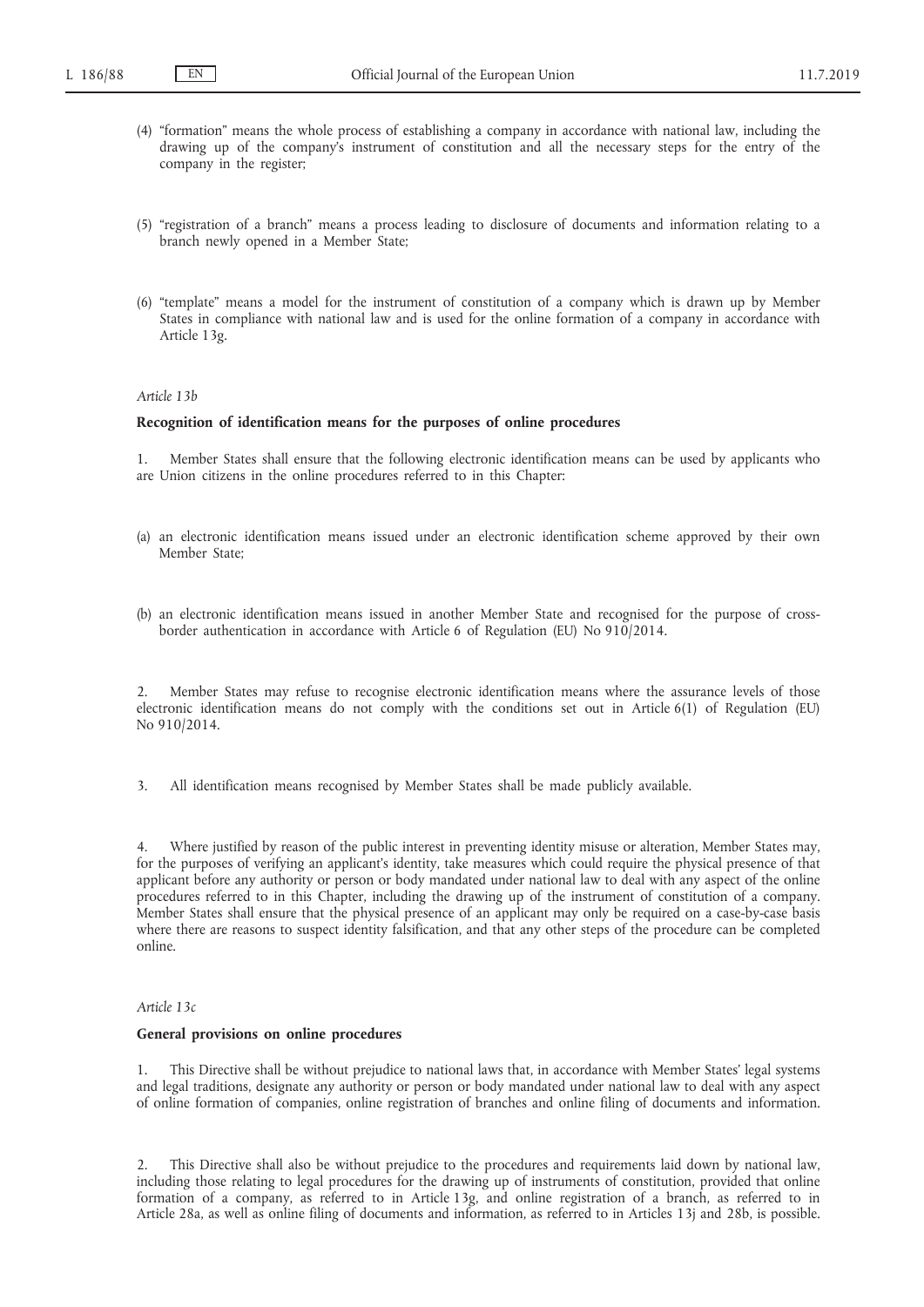(4) "formation" means the whole process of establishing a company in accordance with national law, including the drawing up of the company's instrument of constitution and all the necessary steps for the entry of the company in the register;

(5) "registration of a branch" means a process leading to disclosure of documents and information relating to a branch newly opened in a Member State;

(6) "template" means a model for the instrument of constitution of a company which is drawn up by Member States in compliance with national law and is used for the online formation of a company in accordance with Article 13g.

*Article 13b*

**Recognition of identification means for the purposes of online procedures**

1. Member States shall ensure that the following electronic identification means can be used by applicants who are Union citizens in the online procedures referred to in this Chapter:

(a) an electronic identification means issued under an electronic identification scheme approved by their own Member State;

(b) an electronic identification means issued in another Member State and recognised for the purpose of cross-border authentication in accordance with Article 6 of Regulation (EU) No 910/2014.

2. Member States may refuse to recognise electronic identification means where the assurance levels of those electronic identification means do not comply with the conditions set out in Article 6(1) of Regulation (EU) No 910/2014.

3. All identification means recognised by Member States shall be made publicly available.

4. Where justified by reason of the public interest in preventing identity misuse or alteration, Member States may, for the purposes of verifying an applicant's identity, take measures which could require the physical presence of that applicant before any authority or person or body mandated under national law to deal with any aspect of the online procedures referred to in this Chapter, including the drawing up of the instrument of constitution of a company. Member States shall ensure that the physical presence of an applicant may only be required on a case-by-case basis where there are reasons to suspect identity falsification, and that any other steps of the procedure can be completed online.

*Article 13c*

**General provisions on online procedures**

1. This Directive shall be without prejudice to national laws that, in accordance with Member States' legal systems and legal traditions, designate any authority or person or body mandated under national law to deal with any aspect of online formation of companies, online registration of branches and online filing of documents and information.

2. This Directive shall also be without prejudice to the procedures and requirements laid down by national law, including those relating to legal procedures for the drawing up of instruments of constitution, provided that online formation of a company, as referred to in Article 13g, and online registration of a branch, as referred to in Article 28a, as well as online filing of documents and information, as referred to in Articles 13j and 28b, is possible.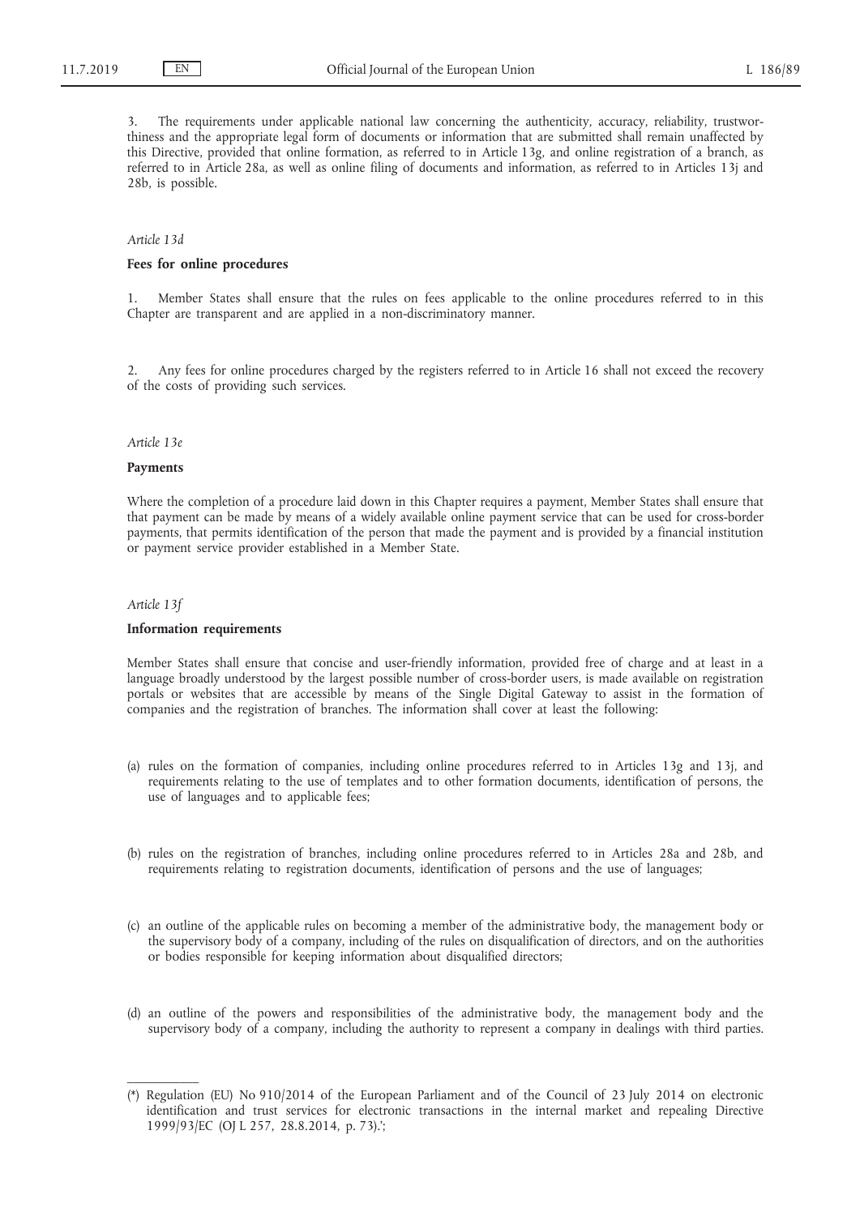3. The requirements under applicable national law concerning the authenticity, accuracy, reliability, trustworthiness and the appropriate legal form of documents or information that are submitted shall remain unaffected by this Directive, provided that online formation, as referred to in Article 13g, and online registration of a branch, as referred to in Article 28a, as well as online filing of documents and information, as referred to in Articles 13j and 28b, is possible.

*Article 13d*

**Fees for online procedures**

1. Member States shall ensure that the rules on fees applicable to the online procedures referred to in this Chapter are transparent and are applied in a non-discriminatory manner.

2. Any fees for online procedures charged by the registers referred to in Article 16 shall not exceed the recovery of the costs of providing such services.

*Article 13e*

**Payments**

Where the completion of a procedure laid down in this Chapter requires a payment, Member States shall ensure that that payment can be made by means of a widely available online payment service that can be used for cross-border payments, that permits identification of the person that made the payment and is provided by a financial institution or payment service provider established in a Member State.

*Article 13f*

**Information requirements**

Member States shall ensure that concise and user-friendly information, provided free of charge and at least in a language broadly understood by the largest possible number of cross-border users, is made available on registration portals or websites that are accessible by means of the Single Digital Gateway to assist in the formation of companies and the registration of branches. The information shall cover at least the following:

(a) rules on the formation of companies, including online procedures referred to in Articles 13g and 13j, and requirements relating to the use of templates and to other formation documents, identification of persons, the use of languages and to applicable fees;

(b) rules on the registration of branches, including online procedures referred to in Articles 28a and 28b, and requirements relating to registration documents, identification of persons and the use of languages;

(c) an outline of the applicable rules on becoming a member of the administrative body, the management body or the supervisory body of a company, including of the rules on disqualification of directors, and on the authorities or bodies responsible for keeping information about disqualified directors;

(d) an outline of the powers and responsibilities of the administrative body, the management body and the supervisory body of a company, including the authority to represent a company in dealings with third parties.

---

(*) Regulation (EU) No 910/2014 of the European Parliament and of the Council of 23 July 2014 on electronic identification and trust services for electronic transactions in the internal market and repealing Directive 1999/93/EC (OJ L 257, 28.8.2014, p. 73).';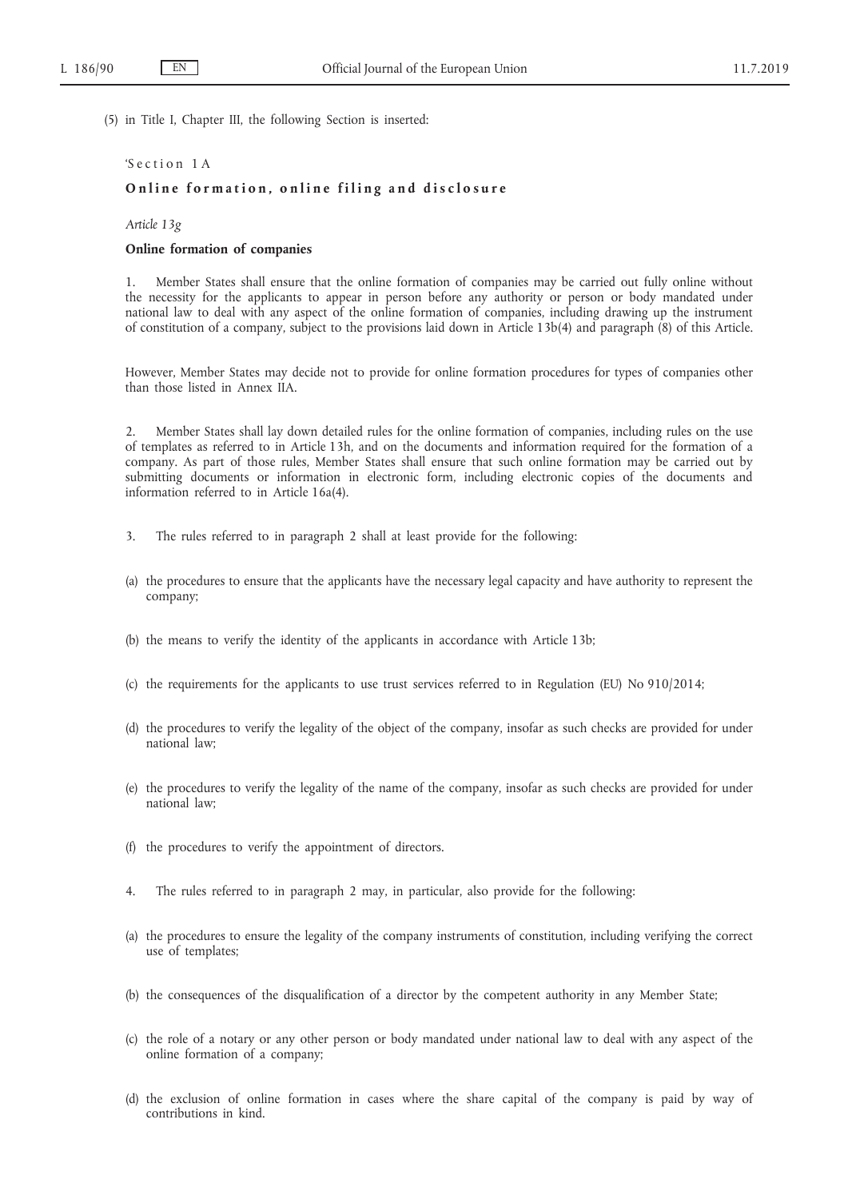(5) in Title I, Chapter III, the following Section is inserted:

'Section 1A

### Online formation, online filing and disclosure

*Article 13g*

**Online formation of companies**

1. Member States shall ensure that the online formation of companies may be carried out fully online without the necessity for the applicants to appear in person before any authority or person or body mandated under national law to deal with any aspect of the online formation of companies, including drawing up the instrument of constitution of a company, subject to the provisions laid down in Article 13b(4) and paragraph (8) of this Article.

However, Member States may decide not to provide for online formation procedures for types of companies other than those listed in Annex IIA.

2. Member States shall lay down detailed rules for the online formation of companies, including rules on the use of templates as referred to in Article 13h, and on the documents and information required for the formation of a company. As part of those rules, Member States shall ensure that such online formation may be carried out by submitting documents or information in electronic form, including electronic copies of the documents and information referred to in Article 16a(4).

3. The rules referred to in paragraph 2 shall at least provide for the following:

(a) the procedures to ensure that the applicants have the necessary legal capacity and have authority to represent the company;

(b) the means to verify the identity of the applicants in accordance with Article 13b;

(c) the requirements for the applicants to use trust services referred to in Regulation (EU) No 910/2014;

(d) the procedures to verify the legality of the object of the company, insofar as such checks are provided for under national law;

(e) the procedures to verify the legality of the name of the company, insofar as such checks are provided for under national law;

(f) the procedures to verify the appointment of directors.

4. The rules referred to in paragraph 2 may, in particular, also provide for the following:

(a) the procedures to ensure the legality of the company instruments of constitution, including verifying the correct use of templates;

(b) the consequences of the disqualification of a director by the competent authority in any Member State;

(c) the role of a notary or any other person or body mandated under national law to deal with any aspect of the online formation of a company;

(d) the exclusion of online formation in cases where the share capital of the company is paid by way of contributions in kind.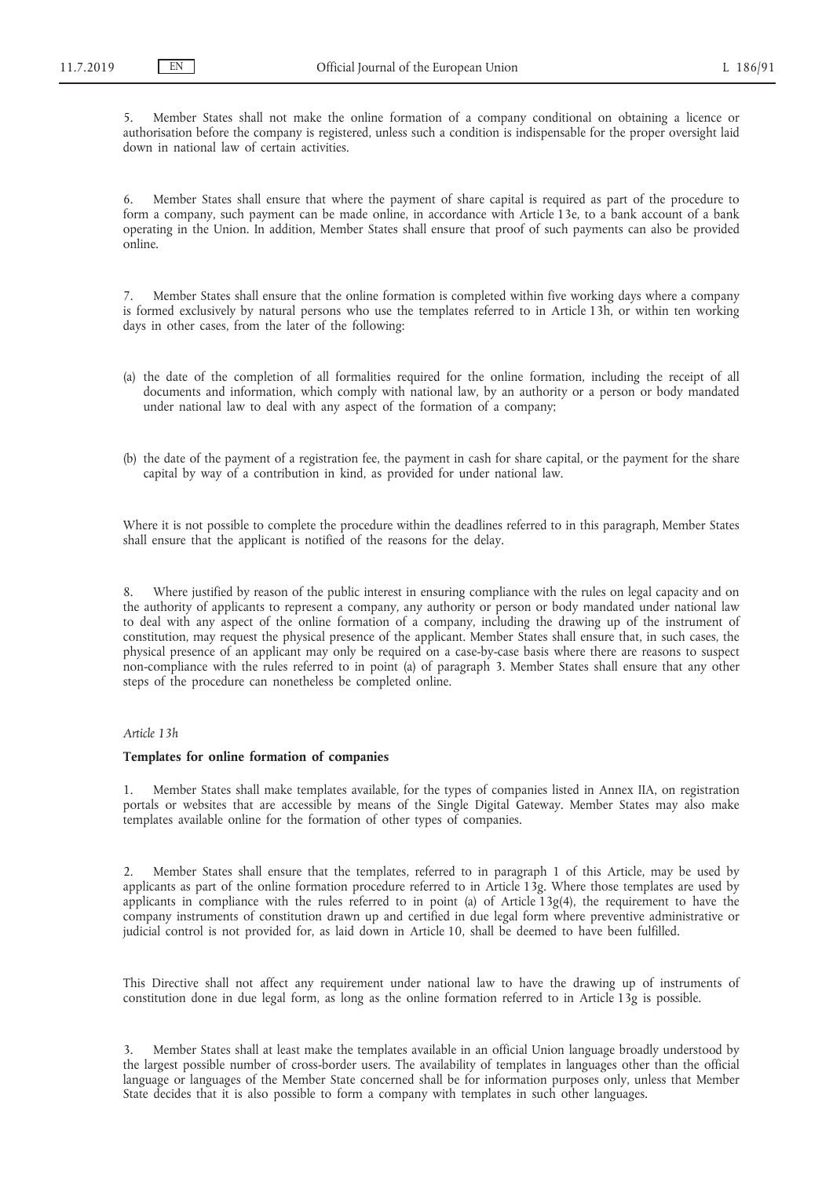5. Member States shall not make the online formation of a company conditional on obtaining a licence or authorisation before the company is registered, unless such a condition is indispensable for the proper oversight laid down in national law of certain activities.

6. Member States shall ensure that where the payment of share capital is required as part of the procedure to form a company, such payment can be made online, in accordance with Article 13e, to a bank account of a bank operating in the Union. In addition, Member States shall ensure that proof of such payments can also be provided online.

7. Member States shall ensure that the online formation is completed within five working days where a company is formed exclusively by natural persons who use the templates referred to in Article 13h, or within ten working days in other cases, from the later of the following:

(a) the date of the completion of all formalities required for the online formation, including the receipt of all documents and information, which comply with national law, by an authority or a person or body mandated under national law to deal with any aspect of the formation of a company;

(b) the date of the payment of a registration fee, the payment in cash for share capital, or the payment for the share capital by way of a contribution in kind, as provided for under national law.

Where it is not possible to complete the procedure within the deadlines referred to in this paragraph, Member States shall ensure that the applicant is notified of the reasons for the delay.

8. Where justified by reason of the public interest in ensuring compliance with the rules on legal capacity and on the authority of applicants to represent a company, any authority or person or body mandated under national law to deal with any aspect of the online formation of a company, including the drawing up of the instrument of constitution, may request the physical presence of the applicant. Member States shall ensure that, in such cases, the physical presence of an applicant may only be required on a case-by-case basis where there are reasons to suspect non-compliance with the rules referred to in point (a) of paragraph 3. Member States shall ensure that any other steps of the procedure can nonetheless be completed online.

*Article 13h*

**Templates for online formation of companies**

1. Member States shall make templates available, for the types of companies listed in Annex IIA, on registration portals or websites that are accessible by means of the Single Digital Gateway. Member States may also make templates available online for the formation of other types of companies.

2. Member States shall ensure that the templates, referred to in paragraph 1 of this Article, may be used by applicants as part of the online formation procedure referred to in Article 13g. Where those templates are used by applicants in compliance with the rules referred to in point (a) of Article 13g(4), the requirement to have the company instruments of constitution drawn up and certified in due legal form where preventive administrative or judicial control is not provided for, as laid down in Article 10, shall be deemed to have been fulfilled.

This Directive shall not affect any requirement under national law to have the drawing up of instruments of constitution done in due legal form, as long as the online formation referred to in Article 13g is possible.

3. Member States shall at least make the templates available in an official Union language broadly understood by the largest possible number of cross-border users. The availability of templates in languages other than the official language or languages of the Member State concerned shall be for information purposes only, unless that Member State decides that it is also possible to form a company with templates in such other languages.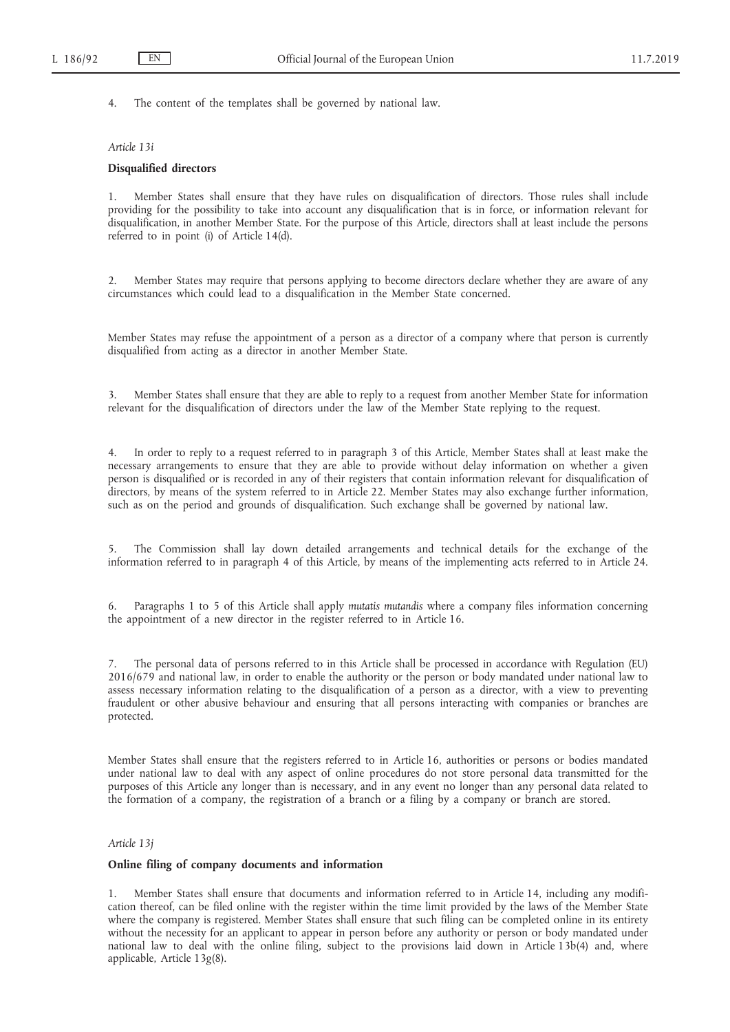4. The content of the templates shall be governed by national law.

*Article 13i*

**Disqualified directors**

1. Member States shall ensure that they have rules on disqualification of directors. Those rules shall include providing for the possibility to take into account any disqualification that is in force, or information relevant for disqualification, in another Member State. For the purpose of this Article, directors shall at least include the persons referred to in point (i) of Article 14(d).

2. Member States may require that persons applying to become directors declare whether they are aware of any circumstances which could lead to a disqualification in the Member State concerned.

Member States may refuse the appointment of a person as a director of a company where that person is currently disqualified from acting as a director in another Member State.

3. Member States shall ensure that they are able to reply to a request from another Member State for information relevant for the disqualification of directors under the law of the Member State replying to the request.

4. In order to reply to a request referred to in paragraph 3 of this Article, Member States shall at least make the necessary arrangements to ensure that they are able to provide without delay information on whether a given person is disqualified or is recorded in any of their registers that contain information relevant for disqualification of directors, by means of the system referred to in Article 22. Member States may also exchange further information, such as on the period and grounds of disqualification. Such exchange shall be governed by national law.

5. The Commission shall lay down detailed arrangements and technical details for the exchange of the information referred to in paragraph 4 of this Article, by means of the implementing acts referred to in Article 24.

6. Paragraphs 1 to 5 of this Article shall apply *mutatis mutandis* where a company files information concerning the appointment of a new director in the register referred to in Article 16.

7. The personal data of persons referred to in this Article shall be processed in accordance with Regulation (EU) 2016/679 and national law, in order to enable the authority or the person or body mandated under national law to assess necessary information relating to the disqualification of a person as a director, with a view to preventing fraudulent or other abusive behaviour and ensuring that all persons interacting with companies or branches are protected.

Member States shall ensure that the registers referred to in Article 16, authorities or persons or bodies mandated under national law to deal with any aspect of online procedures do not store personal data transmitted for the purposes of this Article any longer than is necessary, and in any event no longer than any personal data related to the formation of a company, the registration of a branch or a filing by a company or branch are stored.

*Article 13j*

**Online filing of company documents and information**

1. Member States shall ensure that documents and information referred to in Article 14, including any modification thereof, can be filed online with the register within the time limit provided by the laws of the Member State where the company is registered. Member States shall ensure that such filing can be completed online in its entirety without the necessity for an applicant to appear in person before any authority or person or body mandated under national law to deal with the online filing, subject to the provisions laid down in Article 13b(4) and, where applicable, Article 13g(8).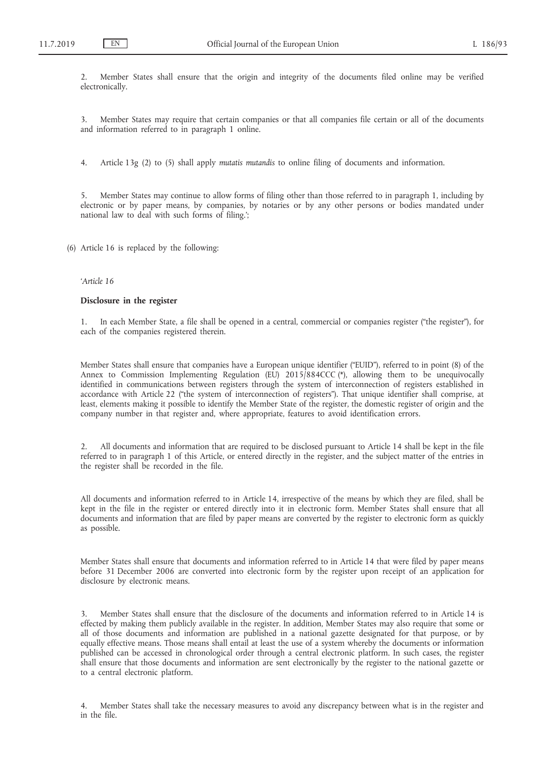2. Member States shall ensure that the origin and integrity of the documents filed online may be verified electronically.

3. Member States may require that certain companies or that all companies file certain or all of the documents and information referred to in paragraph 1 online.

4. Article 13g (2) to (5) shall apply *mutatis mutandis* to online filing of documents and information.

5. Member States may continue to allow forms of filing other than those referred to in paragraph 1, including by electronic or by paper means, by companies, by notaries or by any other persons or bodies mandated under national law to deal with such forms of filing.';

(6) Article 16 is replaced by the following:

'*Article 16*

**Disclosure in the register**

1. In each Member State, a file shall be opened in a central, commercial or companies register ("the register"), for each of the companies registered therein.

Member States shall ensure that companies have a European unique identifier ("EUID"), referred to in point (8) of the Annex to Commission Implementing Regulation (EU) 2015/884CCC (*), allowing them to be unequivocally identified in communications between registers through the system of interconnection of registers established in accordance with Article 22 ("the system of interconnection of registers"). That unique identifier shall comprise, at least, elements making it possible to identify the Member State of the register, the domestic register of origin and the company number in that register and, where appropriate, features to avoid identification errors.

2. All documents and information that are required to be disclosed pursuant to Article 14 shall be kept in the file referred to in paragraph 1 of this Article, or entered directly in the register, and the subject matter of the entries in the register shall be recorded in the file.

All documents and information referred to in Article 14, irrespective of the means by which they are filed, shall be kept in the file in the register or entered directly into it in electronic form. Member States shall ensure that all documents and information that are filed by paper means are converted by the register to electronic form as quickly as possible.

Member States shall ensure that documents and information referred to in Article 14 that were filed by paper means before 31 December 2006 are converted into electronic form by the register upon receipt of an application for disclosure by electronic means.

3. Member States shall ensure that the disclosure of the documents and information referred to in Article 14 is effected by making them publicly available in the register. In addition, Member States may also require that some or all of those documents and information are published in a national gazette designated for that purpose, or by equally effective means. Those means shall entail at least the use of a system whereby the documents or information published can be accessed in chronological order through a central electronic platform. In such cases, the register shall ensure that those documents and information are sent electronically by the register to the national gazette or to a central electronic platform.

4. Member States shall take the necessary measures to avoid any discrepancy between what is in the register and in the file.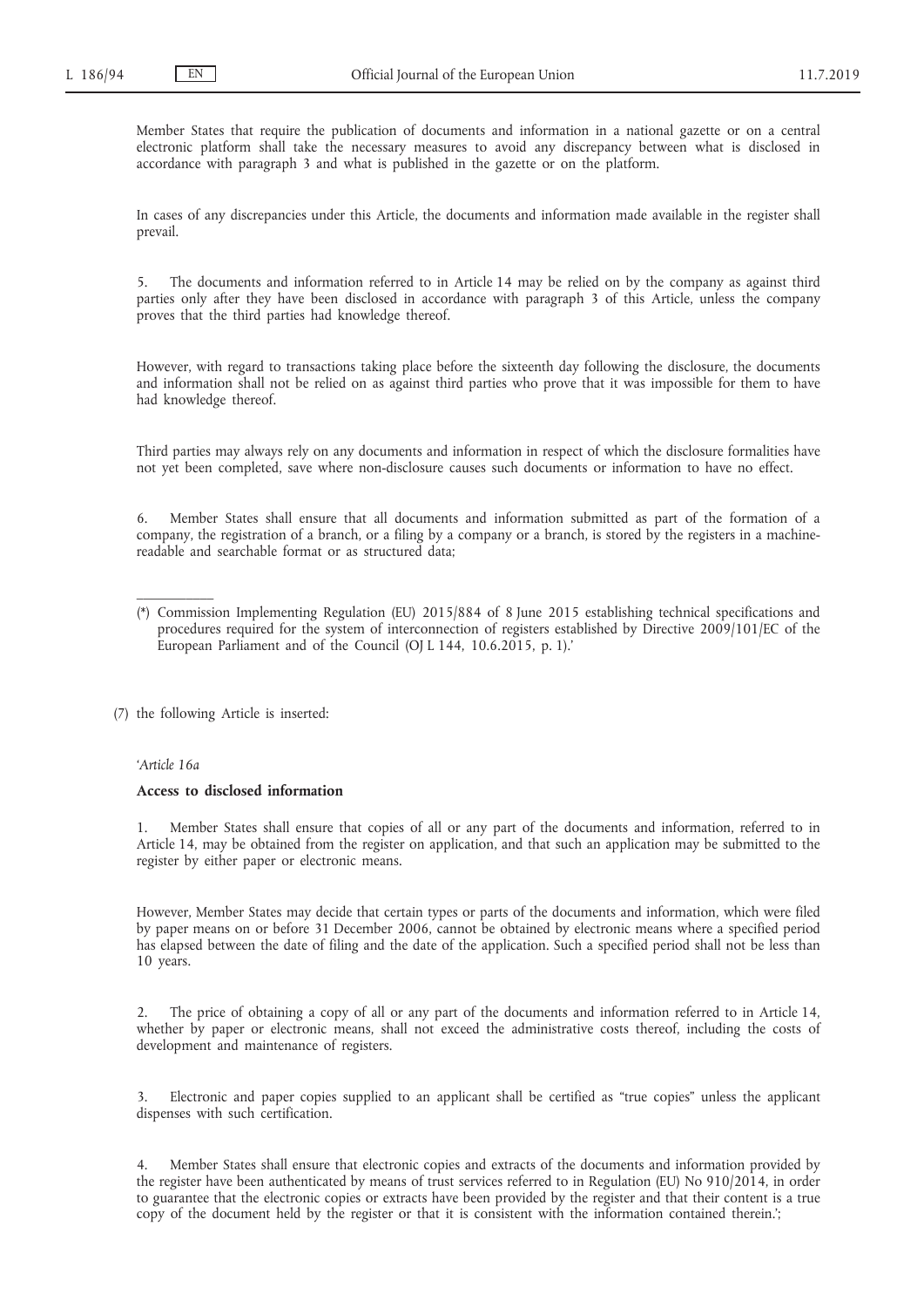Member States that require the publication of documents and information in a national gazette or on a central electronic platform shall take the necessary measures to avoid any discrepancy between what is disclosed in accordance with paragraph 3 and what is published in the gazette or on the platform.

In cases of any discrepancies under this Article, the documents and information made available in the register shall prevail.

5. The documents and information referred to in Article 14 may be relied on by the company as against third parties only after they have been disclosed in accordance with paragraph 3 of this Article, unless the company proves that the third parties had knowledge thereof.

However, with regard to transactions taking place before the sixteenth day following the disclosure, the documents and information shall not be relied on as against third parties who prove that it was impossible for them to have had knowledge thereof.

Third parties may always rely on any documents and information in respect of which the disclosure formalities have not yet been completed, save where non-disclosure causes such documents or information to have no effect.

6. Member States shall ensure that all documents and information submitted as part of the formation of a company, the registration of a branch, or a filing by a company or a branch, is stored by the registers in a machine-readable and searchable format or as structured data;

---

(*) Commission Implementing Regulation (EU) 2015/884 of 8 June 2015 establishing technical specifications and procedures required for the system of interconnection of registers established by Directive 2009/101/EC of the European Parliament and of the Council (OJ L 144, 10.6.2015, p. 1).'

(7) the following Article is inserted:

'*Article 16a*

**Access to disclosed information**

1. Member States shall ensure that copies of all or any part of the documents and information, referred to in Article 14, may be obtained from the register on application, and that such an application may be submitted to the register by either paper or electronic means.

However, Member States may decide that certain types or parts of the documents and information, which were filed by paper means on or before 31 December 2006, cannot be obtained by electronic means where a specified period has elapsed between the date of filing and the date of the application. Such a specified period shall not be less than 10 years.

2. The price of obtaining a copy of all or any part of the documents and information referred to in Article 14, whether by paper or electronic means, shall not exceed the administrative costs thereof, including the costs of development and maintenance of registers.

3. Electronic and paper copies supplied to an applicant shall be certified as "true copies" unless the applicant dispenses with such certification.

4. Member States shall ensure that electronic copies and extracts of the documents and information provided by the register have been authenticated by means of trust services referred to in Regulation (EU) No 910/2014, in order to guarantee that the electronic copies or extracts have been provided by the register and that their content is a true copy of the document held by the register or that it is consistent with the information contained therein.';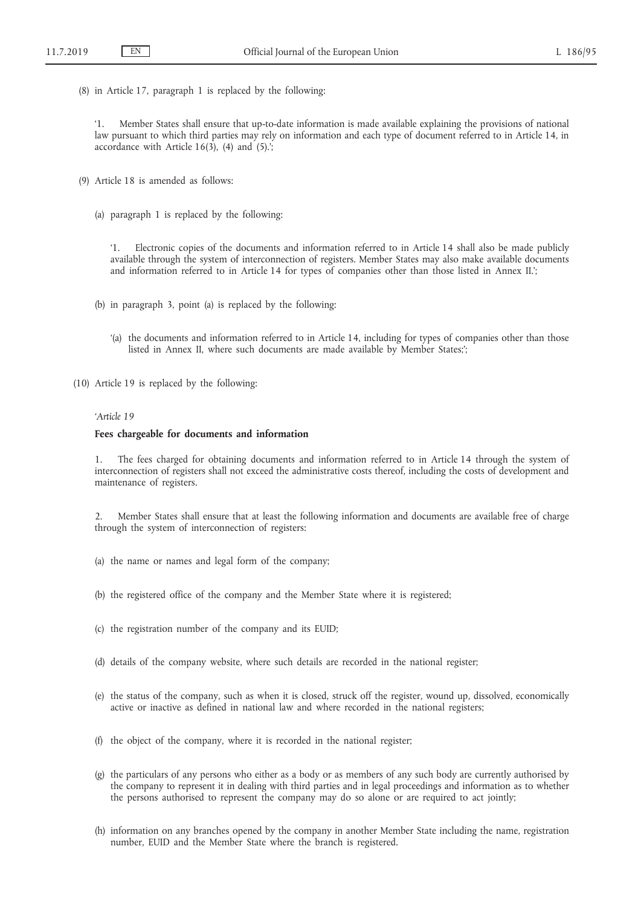(8) in Article 17, paragraph 1 is replaced by the following:

'1. Member States shall ensure that up-to-date information is made available explaining the provisions of national law pursuant to which third parties may rely on information and each type of document referred to in Article 14, in accordance with Article 16(3), (4) and (5).';

(9) Article 18 is amended as follows:

(a) paragraph 1 is replaced by the following:

'1. Electronic copies of the documents and information referred to in Article 14 shall also be made publicly available through the system of interconnection of registers. Member States may also make available documents and information referred to in Article 14 for types of companies other than those listed in Annex II.';

(b) in paragraph 3, point (a) is replaced by the following:

'(a) the documents and information referred to in Article 14, including for types of companies other than those listed in Annex II, where such documents are made available by Member States;';

(10) Article 19 is replaced by the following:

'*Article 19*

**Fees chargeable for documents and information**

1. The fees charged for obtaining documents and information referred to in Article 14 through the system of interconnection of registers shall not exceed the administrative costs thereof, including the costs of development and maintenance of registers.

2. Member States shall ensure that at least the following information and documents are available free of charge through the system of interconnection of registers:

(a) the name or names and legal form of the company;

(b) the registered office of the company and the Member State where it is registered;

(c) the registration number of the company and its EUID;

(d) details of the company website, where such details are recorded in the national register;

(e) the status of the company, such as when it is closed, struck off the register, wound up, dissolved, economically active or inactive as defined in national law and where recorded in the national registers;

(f) the object of the company, where it is recorded in the national register;

(g) the particulars of any persons who either as a body or as members of any such body are currently authorised by the company to represent it in dealing with third parties and in legal proceedings and information as to whether the persons authorised to represent the company may do so alone or are required to act jointly;

(h) information on any branches opened by the company in another Member State including the name, registration number, EUID and the Member State where the branch is registered.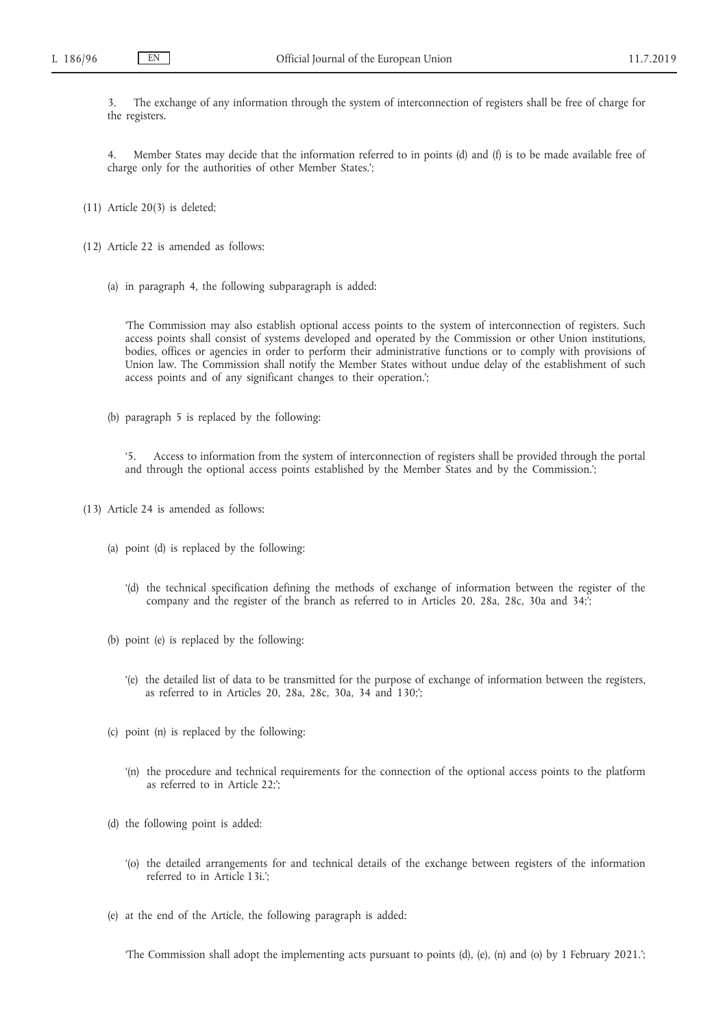3. The exchange of any information through the system of interconnection of registers shall be free of charge for the registers.

4. Member States may decide that the information referred to in points (d) and (f) is to be made available free of charge only for the authorities of other Member States.';

(11) Article 20(3) is deleted;

(12) Article 22 is amended as follows:

(a) in paragraph 4, the following subparagraph is added:

'The Commission may also establish optional access points to the system of interconnection of registers. Such access points shall consist of systems developed and operated by the Commission or other Union institutions, bodies, offices or agencies in order to perform their administrative functions or to comply with provisions of Union law. The Commission shall notify the Member States without undue delay of the establishment of such access points and of any significant changes to their operation.';

(b) paragraph 5 is replaced by the following:

'5. Access to information from the system of interconnection of registers shall be provided through the portal and through the optional access points established by the Member States and by the Commission.';

(13) Article 24 is amended as follows:

(a) point (d) is replaced by the following:

'(d) the technical specification defining the methods of exchange of information between the register of the company and the register of the branch as referred to in Articles 20, 28a, 28c, 30a and 34;';

(b) point (e) is replaced by the following:

'(e) the detailed list of data to be transmitted for the purpose of exchange of information between the registers, as referred to in Articles 20, 28a, 28c, 30a, 34 and 130;';

(c) point (n) is replaced by the following:

'(n) the procedure and technical requirements for the connection of the optional access points to the platform as referred to in Article 22;';

(d) the following point is added:

'(o) the detailed arrangements for and technical details of the exchange between registers of the information referred to in Article 13i.';

(e) at the end of the Article, the following paragraph is added:

'The Commission shall adopt the implementing acts pursuant to points (d), (e), (n) and (o) by 1 February 2021.';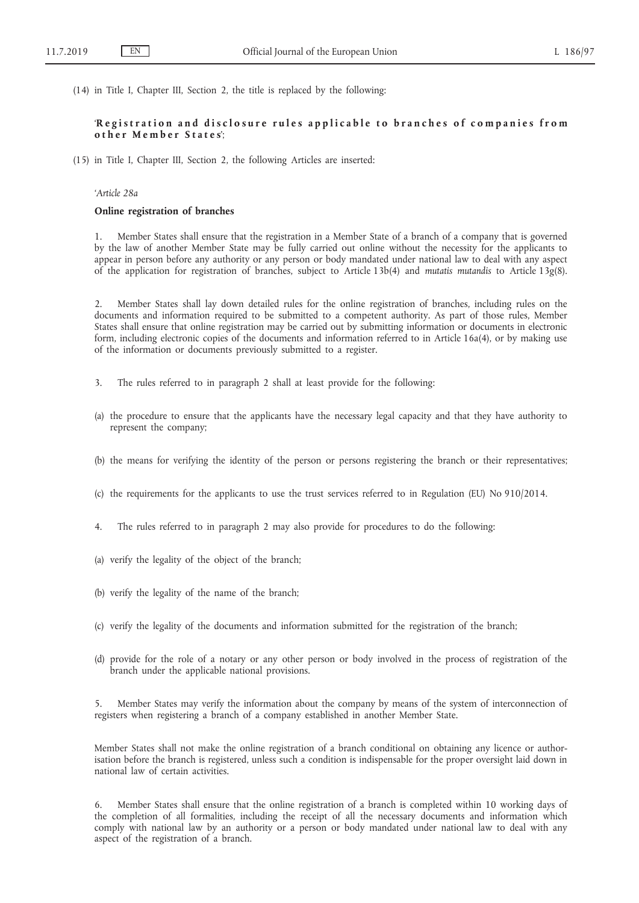(14) in Title I, Chapter III, Section 2, the title is replaced by the following:

'**Registration and disclosure rules applicable to branches of companies from other Member States**';

(15) in Title I, Chapter III, Section 2, the following Articles are inserted:

'*Article 28a*

**Online registration of branches**

1. Member States shall ensure that the registration in a Member State of a branch of a company that is governed by the law of another Member State may be fully carried out online without the necessity for the applicants to appear in person before any authority or any person or body mandated under national law to deal with any aspect of the application for registration of branches, subject to Article 13b(4) and *mutatis mutandis* to Article 13g(8).

2. Member States shall lay down detailed rules for the online registration of branches, including rules on the documents and information required to be submitted to a competent authority. As part of those rules, Member States shall ensure that online registration may be carried out by submitting information or documents in electronic form, including electronic copies of the documents and information referred to in Article 16a(4), or by making use of the information or documents previously submitted to a register.

3. The rules referred to in paragraph 2 shall at least provide for the following:

(a) the procedure to ensure that the applicants have the necessary legal capacity and that they have authority to represent the company;

(b) the means for verifying the identity of the person or persons registering the branch or their representatives;

(c) the requirements for the applicants to use the trust services referred to in Regulation (EU) No 910/2014.

4. The rules referred to in paragraph 2 may also provide for procedures to do the following:

(a) verify the legality of the object of the branch;

(b) verify the legality of the name of the branch;

(c) verify the legality of the documents and information submitted for the registration of the branch;

(d) provide for the role of a notary or any other person or body involved in the process of registration of the branch under the applicable national provisions.

5. Member States may verify the information about the company by means of the system of interconnection of registers when registering a branch of a company established in another Member State.

Member States shall not make the online registration of a branch conditional on obtaining any licence or authorisation before the branch is registered, unless such a condition is indispensable for the proper oversight laid down in national law of certain activities.

6. Member States shall ensure that the online registration of a branch is completed within 10 working days of the completion of all formalities, including the receipt of all the necessary documents and information which comply with national law by an authority or a person or body mandated under national law to deal with any aspect of the registration of a branch.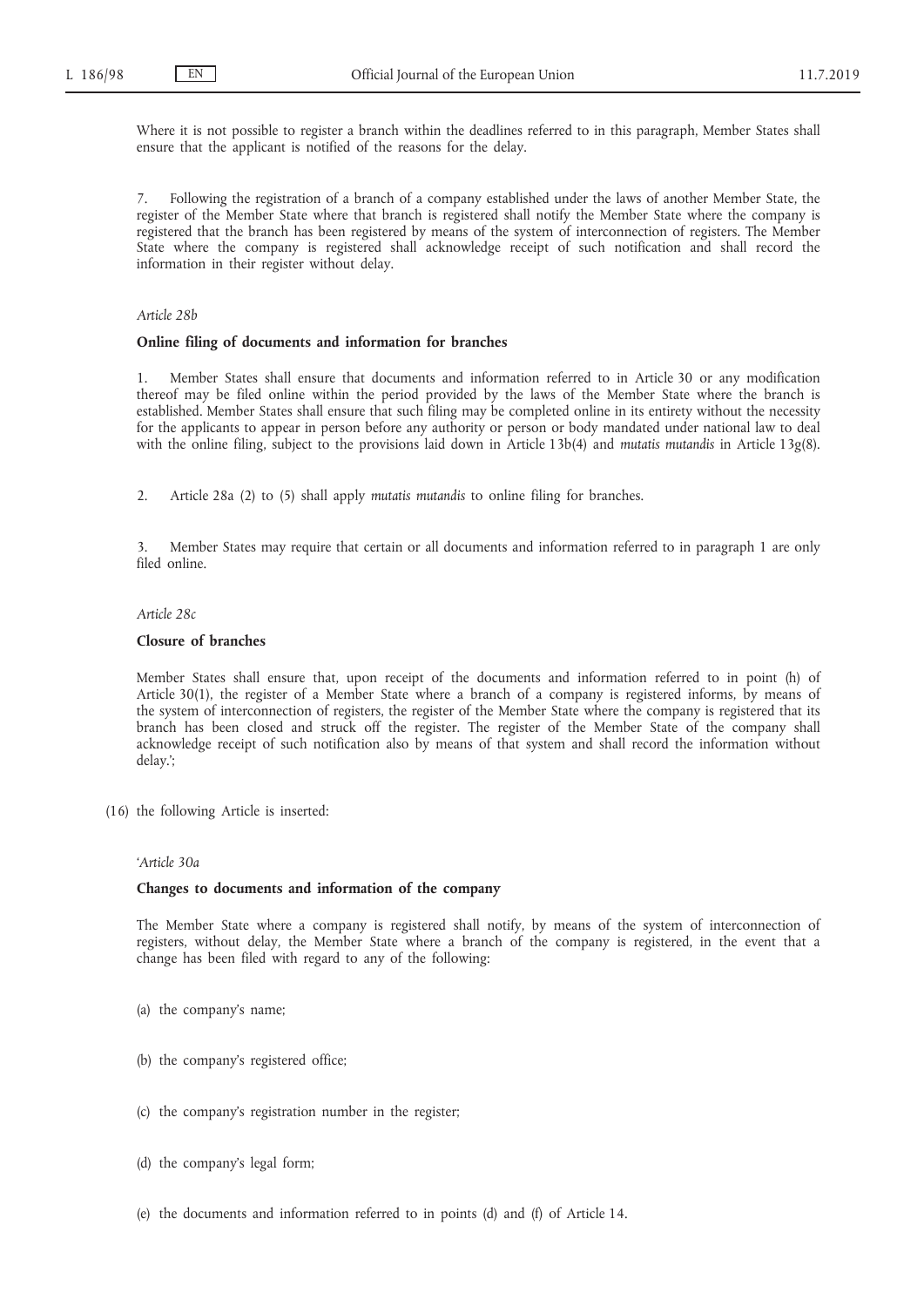Where it is not possible to register a branch within the deadlines referred to in this paragraph, Member States shall ensure that the applicant is notified of the reasons for the delay.

7. Following the registration of a branch of a company established under the laws of another Member State, the register of the Member State where that branch is registered shall notify the Member State where the company is registered that the branch has been registered by means of the system of interconnection of registers. The Member State where the company is registered shall acknowledge receipt of such notification and shall record the information in their register without delay.

*Article 28b*

**Online filing of documents and information for branches**

1. Member States shall ensure that documents and information referred to in Article 30 or any modification thereof may be filed online within the period provided by the laws of the Member State where the branch is established. Member States shall ensure that such filing may be completed online in its entirety without the necessity for the applicants to appear in person before any authority or person or body mandated under national law to deal with the online filing, subject to the provisions laid down in Article 13b(4) and *mutatis mutandis* in Article 13g(8).

2. Article 28a (2) to (5) shall apply *mutatis mutandis* to online filing for branches.

3. Member States may require that certain or all documents and information referred to in paragraph 1 are only filed online.

*Article 28c*

**Closure of branches**

Member States shall ensure that, upon receipt of the documents and information referred to in point (h) of Article 30(1), the register of a Member State where a branch of a company is registered informs, by means of the system of interconnection of registers, the register of the Member State where the company is registered that its branch has been closed and struck off the register. The register of the Member State of the company shall acknowledge receipt of such notification also by means of that system and shall record the information without delay.';

(16) the following Article is inserted:

'*Article 30a*

**Changes to documents and information of the company**

The Member State where a company is registered shall notify, by means of the system of interconnection of registers, without delay, the Member State where a branch of the company is registered, in the event that a change has been filed with regard to any of the following:

(a) the company's name;

(b) the company's registered office;

(c) the company's registration number in the register;

(d) the company's legal form;

(e) the documents and information referred to in points (d) and (f) of Article 14.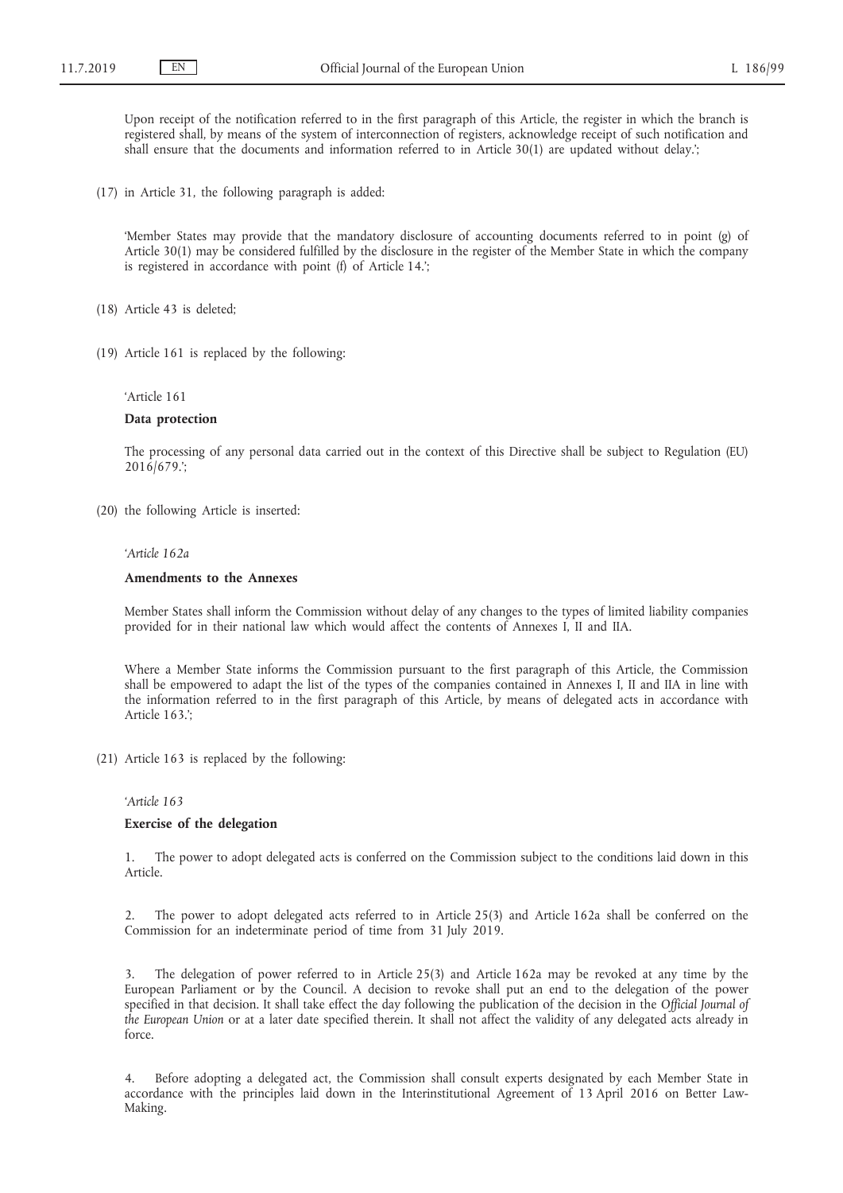Upon receipt of the notification referred to in the first paragraph of this Article, the register in which the branch is registered shall, by means of the system of interconnection of registers, acknowledge receipt of such notification and shall ensure that the documents and information referred to in Article 30(1) are updated without delay.';

(17) in Article 31, the following paragraph is added:

'Member States may provide that the mandatory disclosure of accounting documents referred to in point (g) of Article 30(1) may be considered fulfilled by the disclosure in the register of the Member State in which the company is registered in accordance with point (f) of Article 14.';

(18) Article 43 is deleted;

(19) Article 161 is replaced by the following:

'Article 161

**Data protection**

The processing of any personal data carried out in the context of this Directive shall be subject to Regulation (EU) 2016/679.';

(20) the following Article is inserted:

'*Article 162a*

**Amendments to the Annexes**

Member States shall inform the Commission without delay of any changes to the types of limited liability companies provided for in their national law which would affect the contents of Annexes I, II and IIA.

Where a Member State informs the Commission pursuant to the first paragraph of this Article, the Commission shall be empowered to adapt the list of the types of the companies contained in Annexes I, II and IIA in line with the information referred to in the first paragraph of this Article, by means of delegated acts in accordance with Article 163.';

(21) Article 163 is replaced by the following:

'*Article 163*

**Exercise of the delegation**

1. The power to adopt delegated acts is conferred on the Commission subject to the conditions laid down in this Article.

2. The power to adopt delegated acts referred to in Article 25(3) and Article 162a shall be conferred on the Commission for an indeterminate period of time from 31 July 2019.

3. The delegation of power referred to in Article 25(3) and Article 162a may be revoked at any time by the European Parliament or by the Council. A decision to revoke shall put an end to the delegation of the power specified in that decision. It shall take effect the day following the publication of the decision in the *Official Journal of the European Union* or at a later date specified therein. It shall not affect the validity of any delegated acts already in force.

4. Before adopting a delegated act, the Commission shall consult experts designated by each Member State in accordance with the principles laid down in the Interinstitutional Agreement of 13 April 2016 on Better Law-Making.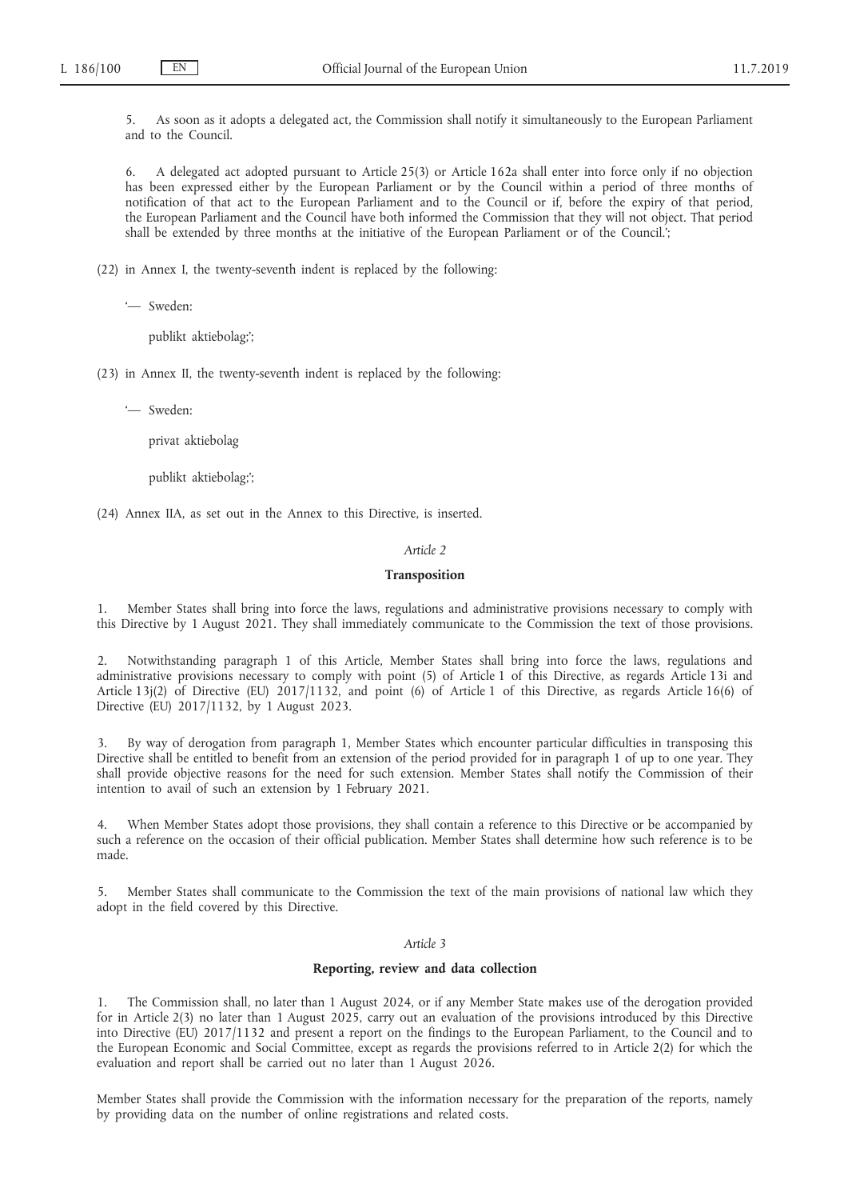5. As soon as it adopts a delegated act, the Commission shall notify it simultaneously to the European Parliament and to the Council.

6. A delegated act adopted pursuant to Article 25(3) or Article 162a shall enter into force only if no objection has been expressed either by the European Parliament or by the Council within a period of three months of notification of that act to the European Parliament and to the Council or if, before the expiry of that period, the European Parliament and the Council have both informed the Commission that they will not object. That period shall be extended by three months at the initiative of the European Parliament or of the Council.';

(22) in Annex I, the twenty-seventh indent is replaced by the following:

'— Sweden:

publikt aktiebolag;';

(23) in Annex II, the twenty-seventh indent is replaced by the following:

'— Sweden:

privat aktiebolag

publikt aktiebolag;';

(24) Annex IIA, as set out in the Annex to this Directive, is inserted.

*Article 2*

**Transposition**

1. Member States shall bring into force the laws, regulations and administrative provisions necessary to comply with this Directive by 1 August 2021. They shall immediately communicate to the Commission the text of those provisions.

2. Notwithstanding paragraph 1 of this Article, Member States shall bring into force the laws, regulations and administrative provisions necessary to comply with point (5) of Article 1 of this Directive, as regards Article 13i and Article 13j(2) of Directive (EU) 2017/1132, and point (6) of Article 1 of this Directive, as regards Article 16(6) of Directive (EU) 2017/1132, by 1 August 2023.

3. By way of derogation from paragraph 1, Member States which encounter particular difficulties in transposing this Directive shall be entitled to benefit from an extension of the period provided for in paragraph 1 of up to one year. They shall provide objective reasons for the need for such extension. Member States shall notify the Commission of their intention to avail of such an extension by 1 February 2021.

4. When Member States adopt those provisions, they shall contain a reference to this Directive or be accompanied by such a reference on the occasion of their official publication. Member States shall determine how such reference is to be made.

5. Member States shall communicate to the Commission the text of the main provisions of national law which they adopt in the field covered by this Directive.

*Article 3*

**Reporting, review and data collection**

1. The Commission shall, no later than 1 August 2024, or if any Member State makes use of the derogation provided for in Article 2(3) no later than 1 August 2025, carry out an evaluation of the provisions introduced by this Directive into Directive (EU) 2017/1132 and present a report on the findings to the European Parliament, to the Council and to the European Economic and Social Committee, except as regards the provisions referred to in Article 2(2) for which the evaluation and report shall be carried out no later than 1 August 2026.

Member States shall provide the Commission with the information necessary for the preparation of the reports, namely by providing data on the number of online registrations and related costs.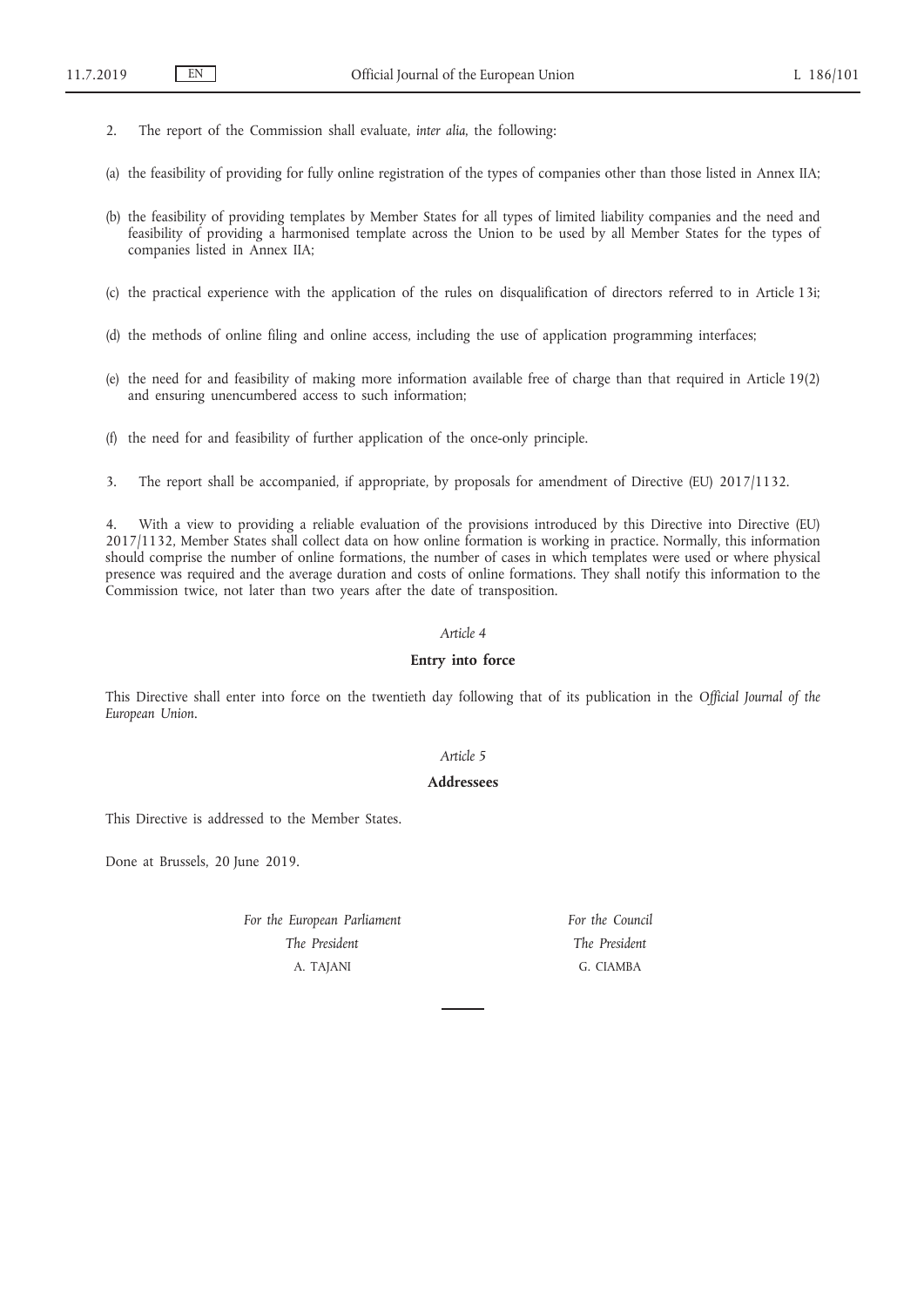2. The report of the Commission shall evaluate, *inter alia*, the following:

(a) the feasibility of providing for fully online registration of the types of companies other than those listed in Annex IIA;

(b) the feasibility of providing templates by Member States for all types of limited liability companies and the need and feasibility of providing a harmonised template across the Union to be used by all Member States for the types of companies listed in Annex IIA;

(c) the practical experience with the application of the rules on disqualification of directors referred to in Article 13i;

(d) the methods of online filing and online access, including the use of application programming interfaces;

(e) the need for and feasibility of making more information available free of charge than that required in Article 19(2) and ensuring unencumbered access to such information;

(f) the need for and feasibility of further application of the once-only principle.

3. The report shall be accompanied, if appropriate, by proposals for amendment of Directive (EU) 2017/1132.

4. With a view to providing a reliable evaluation of the provisions introduced by this Directive into Directive (EU) 2017/1132, Member States shall collect data on how online formation is working in practice. Normally, this information should comprise the number of online formations, the number of cases in which templates were used or where physical presence was required and the average duration and costs of online formations. They shall notify this information to the Commission twice, not later than two years after the date of transposition.

*Article 4*

**Entry into force**

This Directive shall enter into force on the twentieth day following that of its publication in the *Official Journal of the European Union*.

*Article 5*

**Addressees**

This Directive is addressed to the Member States.

Done at Brussels, 20 June 2019.

*For the European Parliament*
*The President*
A. TAJANI

*For the Council*
*The President*
G. CIAMBA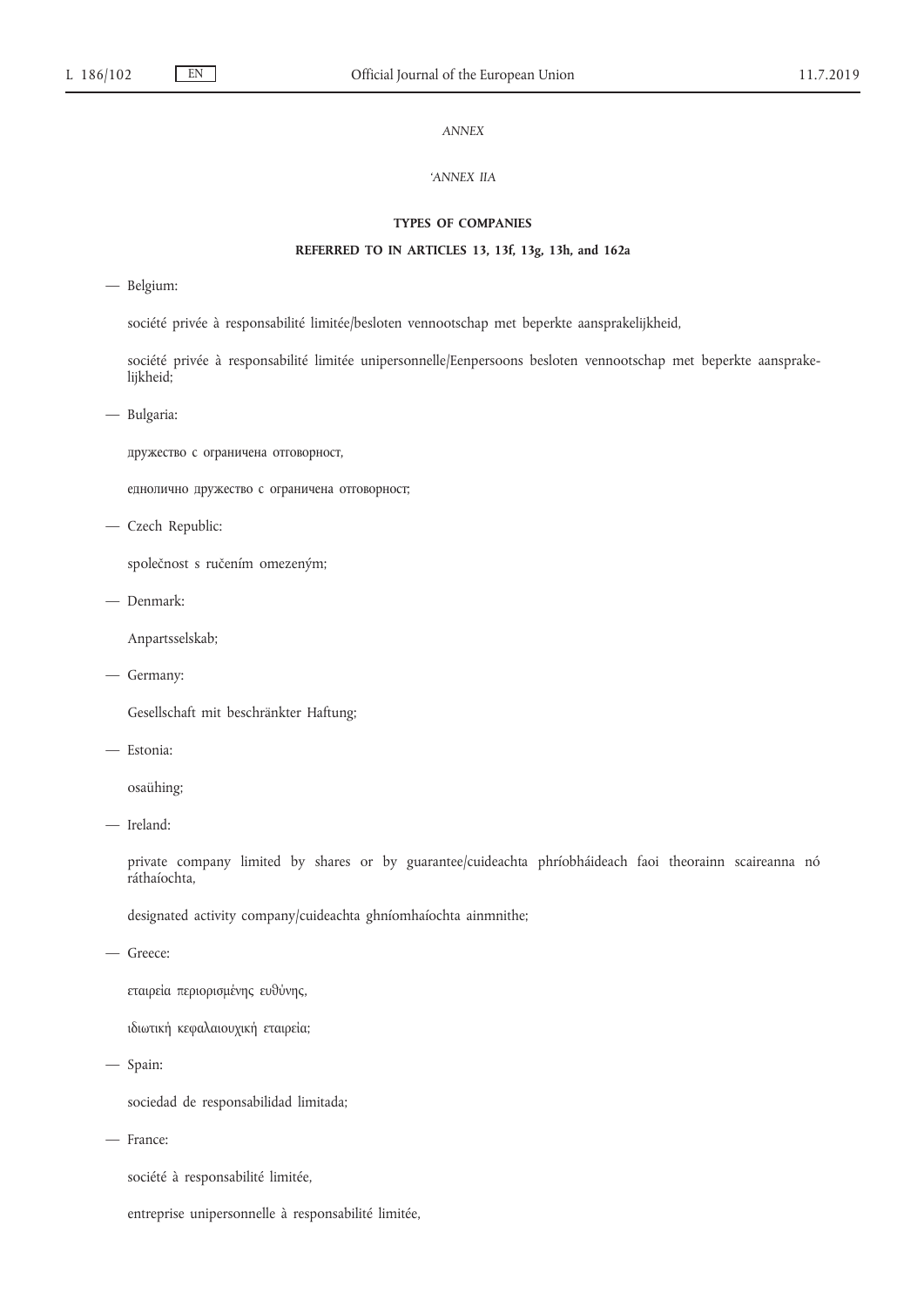*ANNEX*

*'ANNEX IIA*

**TYPES OF COMPANIES**

**REFERRED TO IN ARTICLES 13, 13f, 13g, 13h, and 162a**

— Belgium:

société privée à responsabilité limitée/besloten vennootschap met beperkte aansprakelijkheid,

société privée à responsabilité limitée unipersonnelle/Eenpersoons besloten vennootschap met beperkte aansprakelijkheid;

— Bulgaria:

дружество с ограничена отговорност,

еднолично дружество с ограничена отговорност;

— Czech Republic:

společnost s ručením omezeným;

— Denmark:

Anpartsselskab;

— Germany:

Gesellschaft mit beschränkter Haftung;

— Estonia:

osaühing;

— Ireland:

private company limited by shares or by guarantee/cuideachta phríobháideach faoi theorainn scaireanna nó ráthaíochta,

designated activity company/cuideachta ghníomhaíochta ainmnithe;

— Greece:

εταιρεία περιορισμένης ευθύνης,

ιδιωτική κεφαλαιουχική εταιρεία;

— Spain:

sociedad de responsabilidad limitada;

— France:

société à responsabilité limitée,

entreprise unipersonnelle à responsabilité limitée,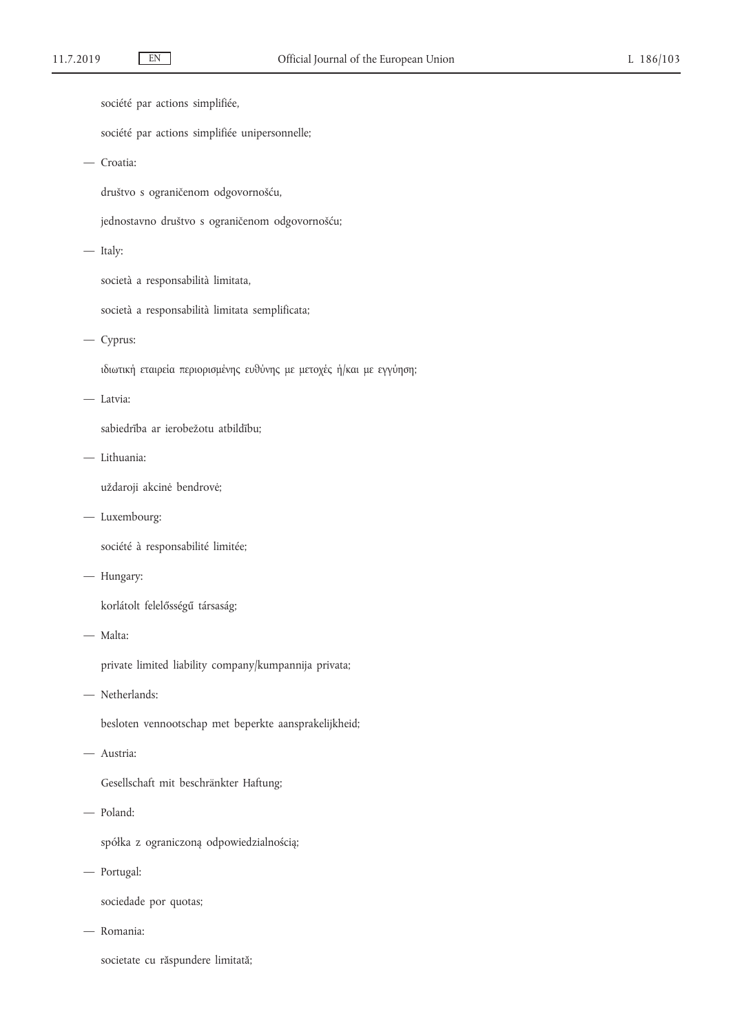société par actions simplifiée,

société par actions simplifiée unipersonnelle;

— Croatia:

društvo s ograničenom odgovornošću,

jednostavno društvo s ograničenom odgovornošću;

— Italy:

società a responsabilità limitata,

società a responsabilità limitata semplificata;

— Cyprus:

ιδιωτική εταιρεία περιορισμένης ευθύνης με μετοχές ή/και με εγγύηση;

— Latvia:

sabiedrība ar ierobežotu atbildību;

— Lithuania:

uždaroji akcinė bendrovė;

— Luxembourg:

société à responsabilité limitée;

— Hungary:

korlátolt felelősségű társaság;

— Malta:

private limited liability company/kumpannija privata;

— Netherlands:

besloten vennootschap met beperkte aansprakelijkheid;

— Austria:

Gesellschaft mit beschränkter Haftung;

— Poland:

spółka z ograniczoną odpowiedzialnością;

— Portugal:

sociedade por quotas;

— Romania:

societate cu răspundere limitată;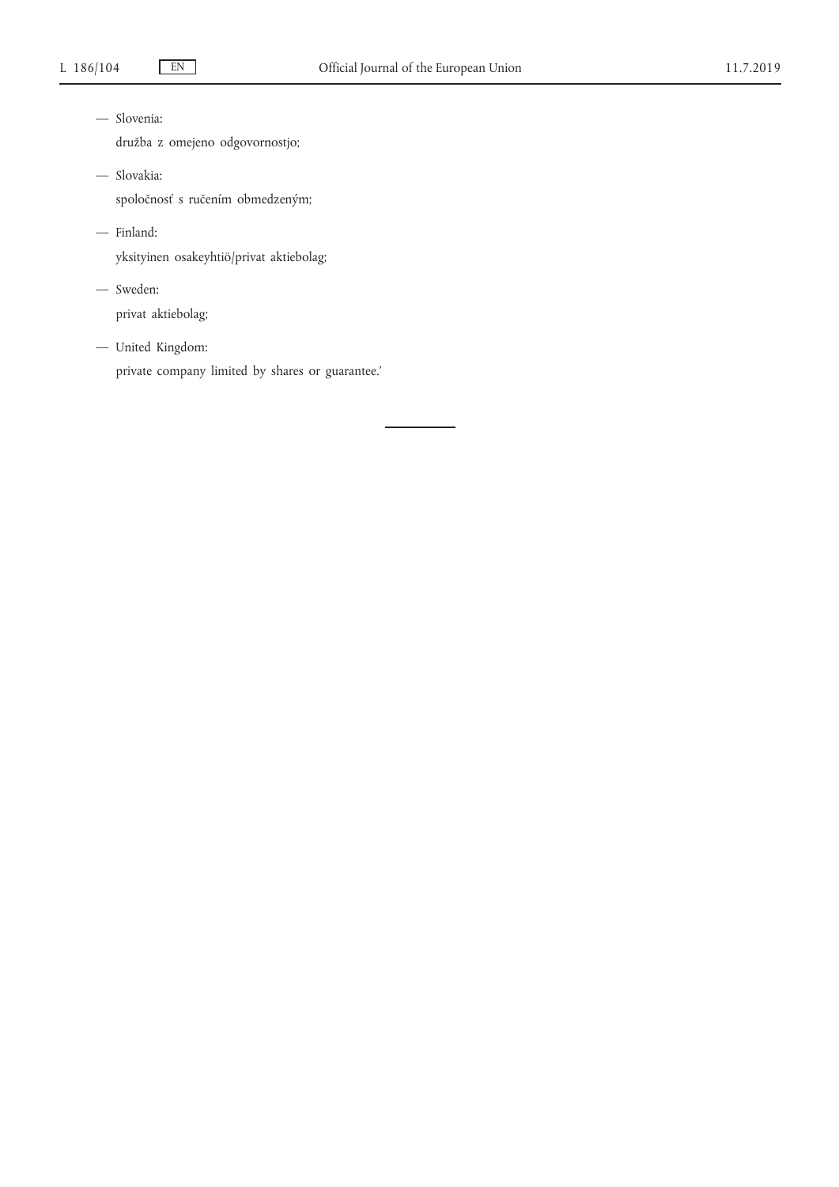— Slovenia:

družba z omejeno odgovornostjo;

— Slovakia:

spoločnosť s ručením obmedzeným;

— Finland:

yksityinen osakeyhtiö/privat aktiebolag;

— Sweden:

privat aktiebolag;

— United Kingdom:

private company limited by shares or guarantee.'